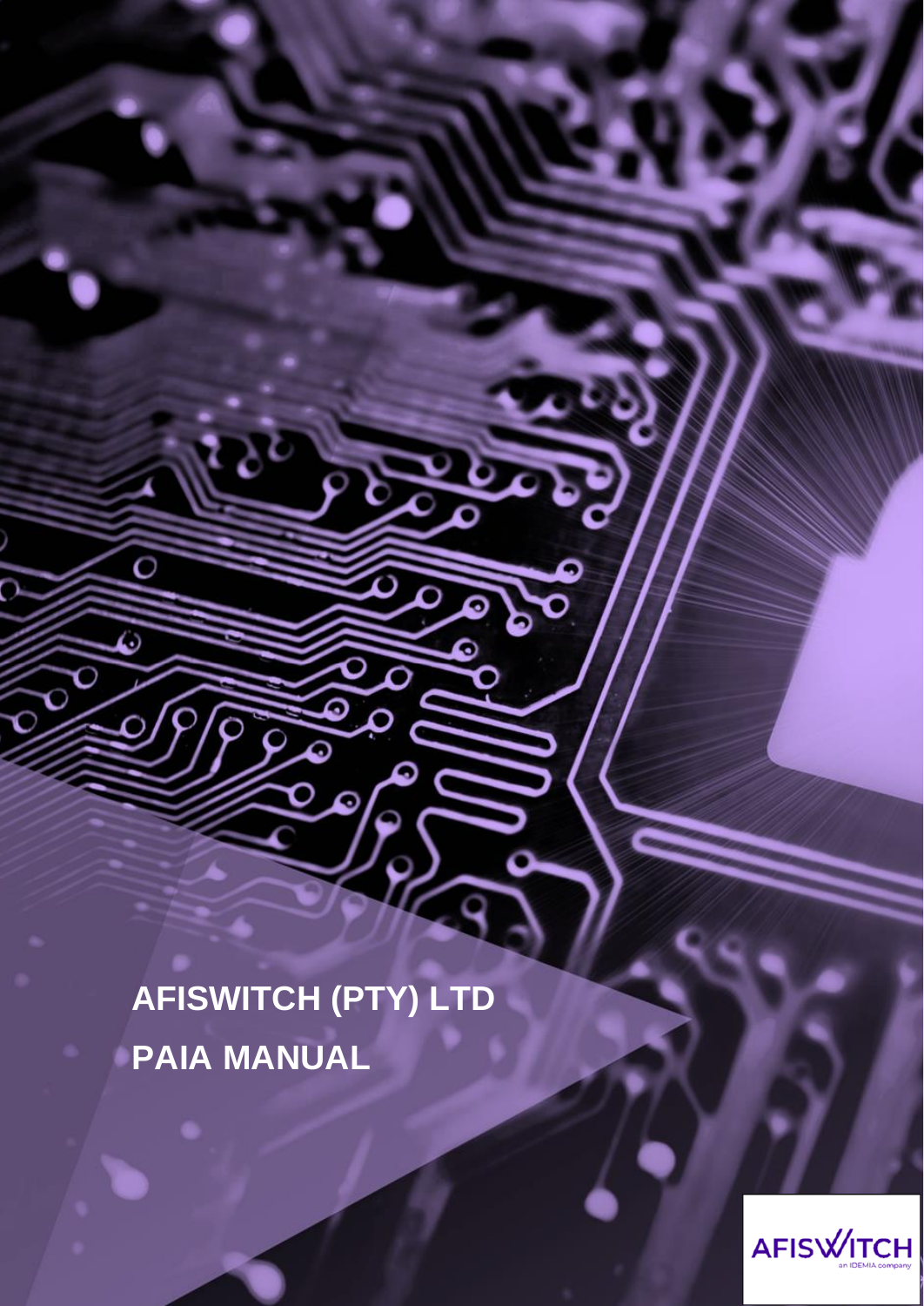# AFISWITCH (PTY) LTD

# PAIA MANUAL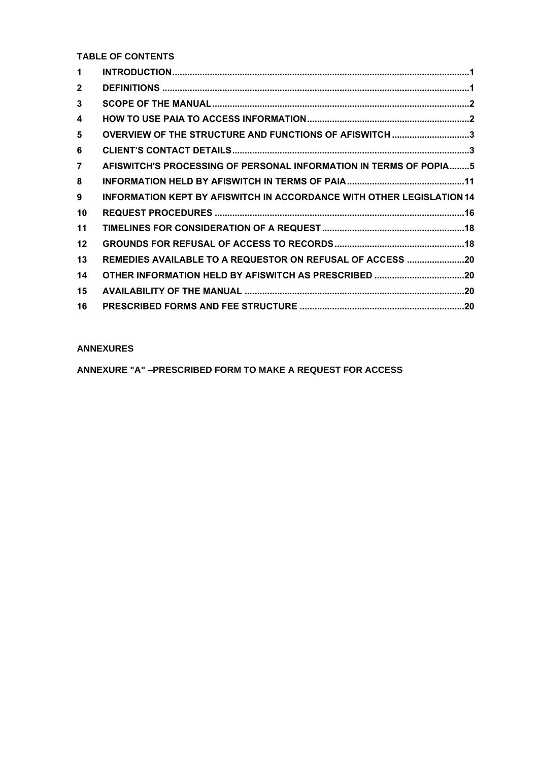**TABLE OF CONTENTS**

| | | |
|---|---|---|
| 1 | INTRODUCTION | 1 |
| 2 | DEFINITIONS | 1 |
| 3 | SCOPE OF THE MANUAL | 2 |
| 4 | HOW TO USE PAIA TO ACCESS INFORMATION | 2 |
| 5 | OVERVIEW OF THE STRUCTURE AND FUNCTIONS OF AFISWITCH | 3 |
| 6 | CLIENT'S CONTACT DETAILS | 3 |
| 7 | AFISWITCH'S PROCESSING OF PERSONAL INFORMATION IN TERMS OF POPIA | 5 |
| 8 | INFORMATION HELD BY AFISWITCH IN TERMS OF PAIA | 11 |
| 9 | INFORMATION KEPT BY AFISWITCH IN ACCORDANCE WITH OTHER LEGISLATION | 14 |
| 10 | REQUEST PROCEDURES | 16 |
| 11 | TIMELINES FOR CONSIDERATION OF A REQUEST | 18 |
| 12 | GROUNDS FOR REFUSAL OF ACCESS TO RECORDS | 18 |
| 13 | REMEDIES AVAILABLE TO A REQUESTOR ON REFUSAL OF ACCESS | 20 |
| 14 | OTHER INFORMATION HELD BY AFISWITCH AS PRESCRIBED | 20 |
| 15 | AVAILABILITY OF THE MANUAL | 20 |
| 16 | PRESCRIBED FORMS AND FEE STRUCTURE | 20 |

**ANNEXURES**

**ANNEXURE "A" –PRESCRIBED FORM TO MAKE A REQUEST FOR ACCESS**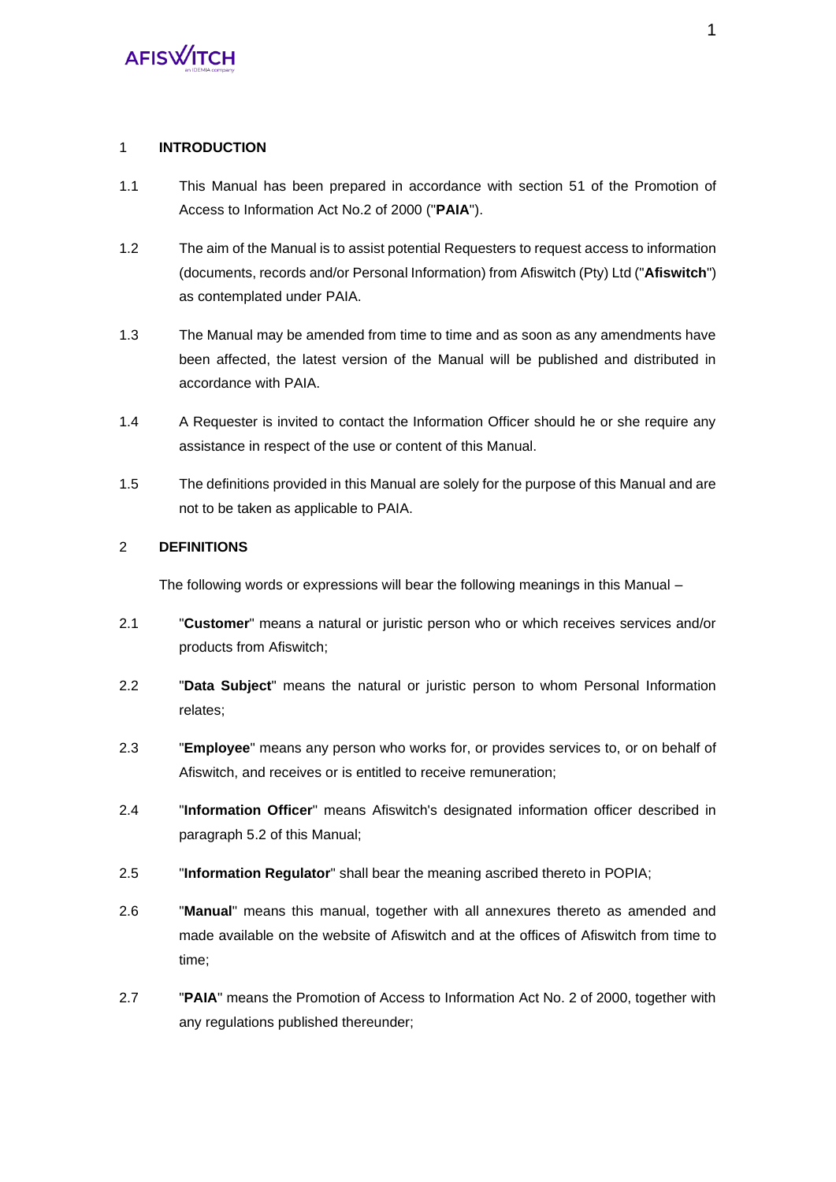## 1 INTRODUCTION

1.1 This Manual has been prepared in accordance with section 51 of the Promotion of Access to Information Act No.2 of 2000 ("**PAIA**").

1.2 The aim of the Manual is to assist potential Requesters to request access to information (documents, records and/or Personal Information) from Afiswitch (Pty) Ltd ("**Afiswitch**") as contemplated under PAIA.

1.3 The Manual may be amended from time to time and as soon as any amendments have been affected, the latest version of the Manual will be published and distributed in accordance with PAIA.

1.4 A Requester is invited to contact the Information Officer should he or she require any assistance in respect of the use or content of this Manual.

1.5 The definitions provided in this Manual are solely for the purpose of this Manual and are not to be taken as applicable to PAIA.

## 2 DEFINITIONS

The following words or expressions will bear the following meanings in this Manual –

2.1 "**Customer**" means a natural or juristic person who or which receives services and/or products from Afiswitch;

2.2 "**Data Subject**" means the natural or juristic person to whom Personal Information relates;

2.3 "**Employee**" means any person who works for, or provides services to, or on behalf of Afiswitch, and receives or is entitled to receive remuneration;

2.4 "**Information Officer**" means Afiswitch's designated information officer described in paragraph 5.2 of this Manual;

2.5 "**Information Regulator**" shall bear the meaning ascribed thereto in POPIA;

2.6 "**Manual**" means this manual, together with all annexures thereto as amended and made available on the website of Afiswitch and at the offices of Afiswitch from time to time;

2.7 "**PAIA**" means the Promotion of Access to Information Act No. 2 of 2000, together with any regulations published thereunder;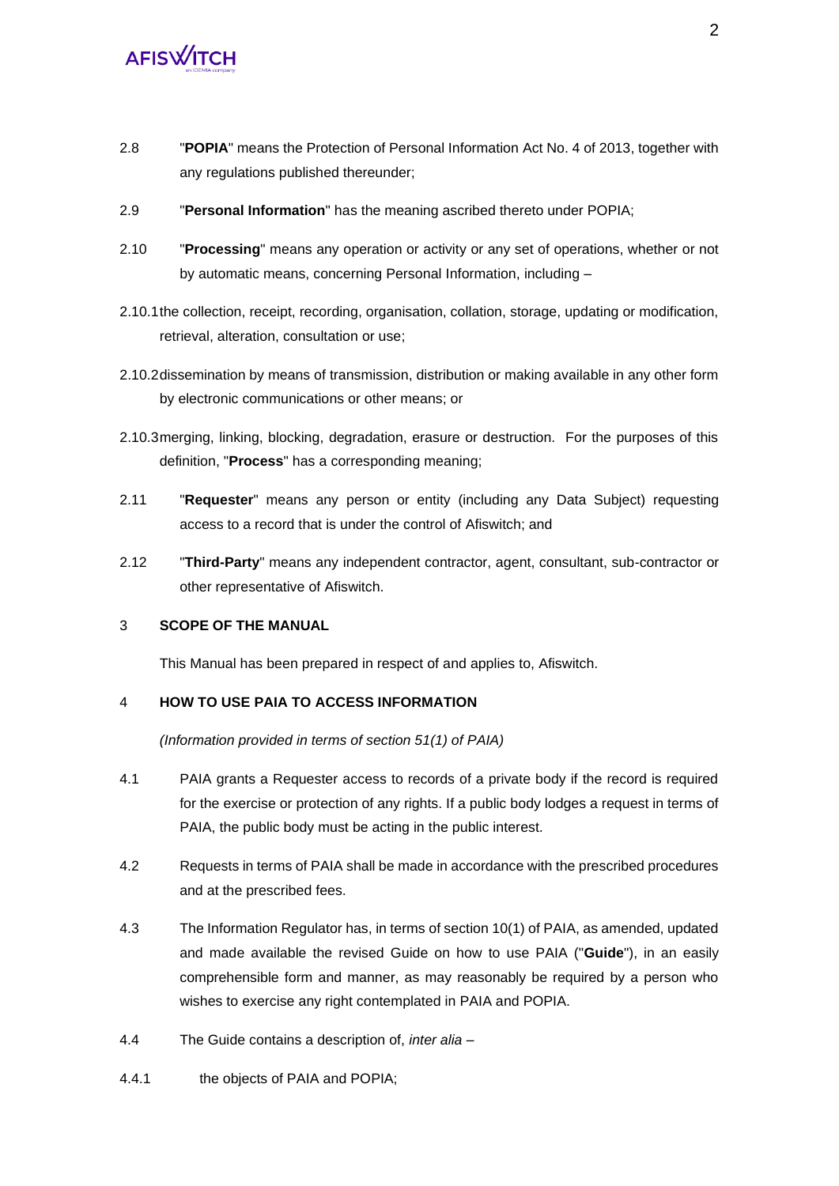2.8 "**POPIA**" means the Protection of Personal Information Act No. 4 of 2013, together with any regulations published thereunder;

2.9 "**Personal Information**" has the meaning ascribed thereto under POPIA;

2.10 "**Processing**" means any operation or activity or any set of operations, whether or not by automatic means, concerning Personal Information, including –

2.10.1 the collection, receipt, recording, organisation, collation, storage, updating or modification, retrieval, alteration, consultation or use;

2.10.2 dissemination by means of transmission, distribution or making available in any other form by electronic communications or other means; or

2.10.3 merging, linking, blocking, degradation, erasure or destruction. For the purposes of this definition, "**Process**" has a corresponding meaning;

2.11 "**Requester**" means any person or entity (including any Data Subject) requesting access to a record that is under the control of Afiswitch; and

2.12 "**Third-Party**" means any independent contractor, agent, consultant, sub-contractor or other representative of Afiswitch.

## 3 SCOPE OF THE MANUAL

This Manual has been prepared in respect of and applies to, Afiswitch.

## 4 HOW TO USE PAIA TO ACCESS INFORMATION

*(Information provided in terms of section 51(1) of PAIA)*

4.1 PAIA grants a Requester access to records of a private body if the record is required for the exercise or protection of any rights. If a public body lodges a request in terms of PAIA, the public body must be acting in the public interest.

4.2 Requests in terms of PAIA shall be made in accordance with the prescribed procedures and at the prescribed fees.

4.3 The Information Regulator has, in terms of section 10(1) of PAIA, as amended, updated and made available the revised Guide on how to use PAIA ("**Guide**"), in an easily comprehensible form and manner, as may reasonably be required by a person who wishes to exercise any right contemplated in PAIA and POPIA.

4.4 The Guide contains a description of, *inter alia* –

4.4.1 the objects of PAIA and POPIA;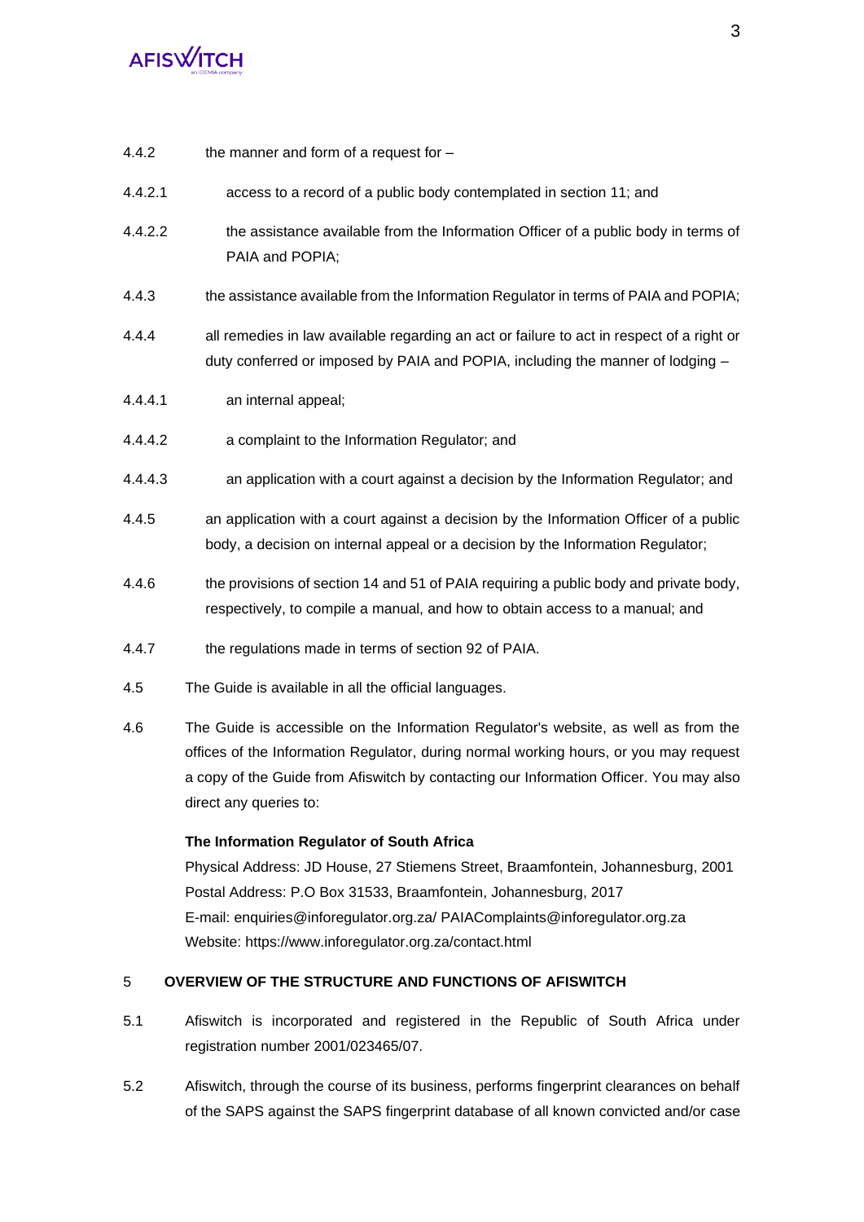4.4.2 the manner and form of a request for –

4.4.2.1 access to a record of a public body contemplated in section 11; and

4.4.2.2 the assistance available from the Information Officer of a public body in terms of PAIA and POPIA;

4.4.3 the assistance available from the Information Regulator in terms of PAIA and POPIA;

4.4.4 all remedies in law available regarding an act or failure to act in respect of a right or duty conferred or imposed by PAIA and POPIA, including the manner of lodging –

4.4.4.1 an internal appeal;

4.4.4.2 a complaint to the Information Regulator; and

4.4.4.3 an application with a court against a decision by the Information Regulator; and

4.4.5 an application with a court against a decision by the Information Officer of a public body, a decision on internal appeal or a decision by the Information Regulator;

4.4.6 the provisions of section 14 and 51 of PAIA requiring a public body and private body, respectively, to compile a manual, and how to obtain access to a manual; and

4.4.7 the regulations made in terms of section 92 of PAIA.

4.5 The Guide is available in all the official languages.

4.6 The Guide is accessible on the Information Regulator's website, as well as from the offices of the Information Regulator, during normal working hours, or you may request a copy of the Guide from Afiswitch by contacting our Information Officer. You may also direct any queries to:

**The Information Regulator of South Africa**
Physical Address: JD House, 27 Stiemens Street, Braamfontein, Johannesburg, 2001
Postal Address: P.O Box 31533, Braamfontein, Johannesburg, 2017
E-mail: enquiries@inforegulator.org.za/ PAIAComplaints@inforegulator.org.za
Website: https://www.inforegulator.org.za/contact.html

## 5 OVERVIEW OF THE STRUCTURE AND FUNCTIONS OF AFISWITCH

5.1 Afiswitch is incorporated and registered in the Republic of South Africa under registration number 2001/023465/07.

5.2 Afiswitch, through the course of its business, performs fingerprint clearances on behalf of the SAPS against the SAPS fingerprint database of all known convicted and/or case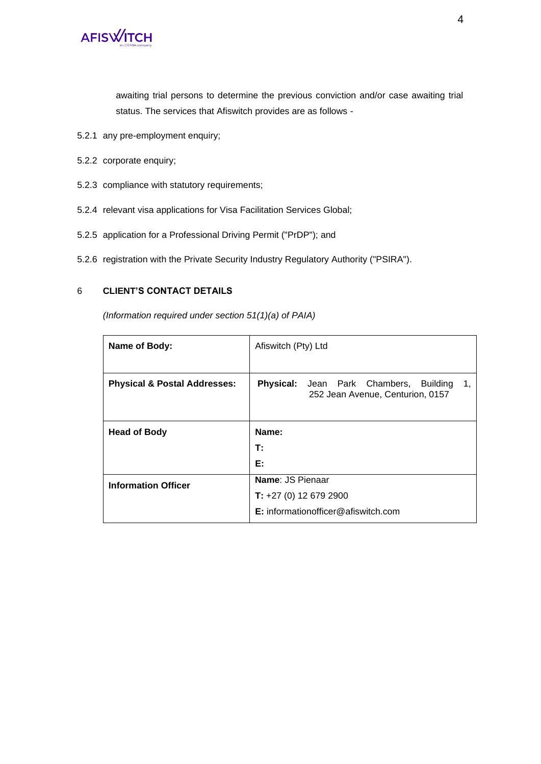awaiting trial persons to determine the previous conviction and/or case awaiting trial status. The services that Afiswitch provides are as follows -

5.2.1 any pre-employment enquiry;

5.2.2 corporate enquiry;

5.2.3 compliance with statutory requirements;

5.2.4 relevant visa applications for Visa Facilitation Services Global;

5.2.5 application for a Professional Driving Permit ("PrDP"); and

5.2.6 registration with the Private Security Industry Regulatory Authority ("PSIRA").

## 6 CLIENT'S CONTACT DETAILS

*(Information required under section 51(1)(a) of PAIA)*

| | |
|---|---|
| **Name of Body:** | Afiswitch (Pty) Ltd |
| **Physical & Postal Addresses:** | **Physical:** Jean Park Chambers, Building 1, 252 Jean Avenue, Centurion, 0157 |
| **Head of Body** | **Name:**<br>**T:**<br>**E:** |
| **Information Officer** | **Name**: JS Pienaar<br>**T:** +27 (0) 12 679 2900<br>**E:** informationofficer@afiswitch.com |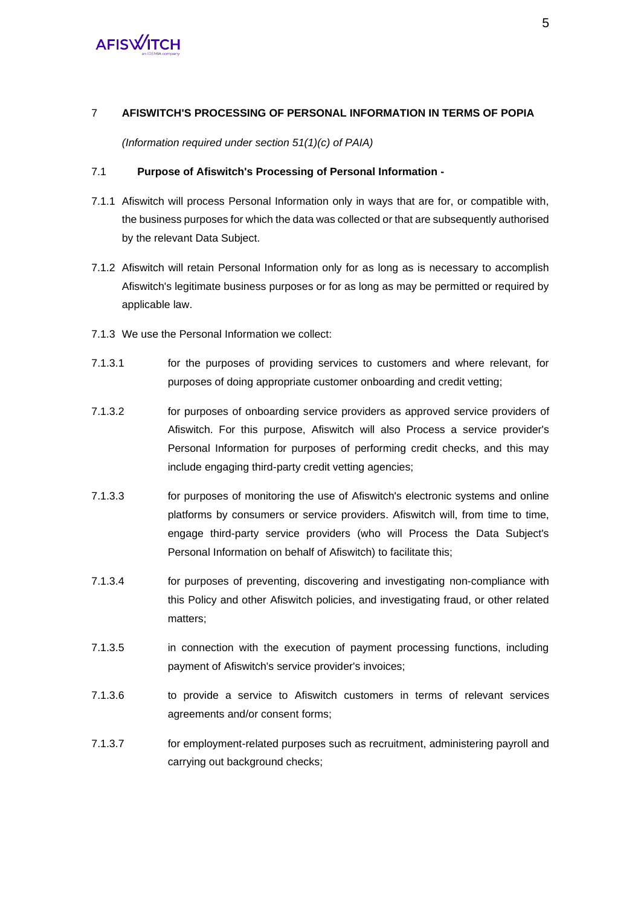## 7 AFISWITCH'S PROCESSING OF PERSONAL INFORMATION IN TERMS OF POPIA

*(Information required under section 51(1)(c) of PAIA)*

### 7.1 Purpose of Afiswitch's Processing of Personal Information -

7.1.1 Afiswitch will process Personal Information only in ways that are for, or compatible with, the business purposes for which the data was collected or that are subsequently authorised by the relevant Data Subject.

7.1.2 Afiswitch will retain Personal Information only for as long as is necessary to accomplish Afiswitch's legitimate business purposes or for as long as may be permitted or required by applicable law.

7.1.3 We use the Personal Information we collect:

7.1.3.1 for the purposes of providing services to customers and where relevant, for purposes of doing appropriate customer onboarding and credit vetting;

7.1.3.2 for purposes of onboarding service providers as approved service providers of Afiswitch. For this purpose, Afiswitch will also Process a service provider's Personal Information for purposes of performing credit checks, and this may include engaging third-party credit vetting agencies;

7.1.3.3 for purposes of monitoring the use of Afiswitch's electronic systems and online platforms by consumers or service providers. Afiswitch will, from time to time, engage third-party service providers (who will Process the Data Subject's Personal Information on behalf of Afiswitch) to facilitate this;

7.1.3.4 for purposes of preventing, discovering and investigating non-compliance with this Policy and other Afiswitch policies, and investigating fraud, or other related matters;

7.1.3.5 in connection with the execution of payment processing functions, including payment of Afiswitch's service provider's invoices;

7.1.3.6 to provide a service to Afiswitch customers in terms of relevant services agreements and/or consent forms;

7.1.3.7 for employment-related purposes such as recruitment, administering payroll and carrying out background checks;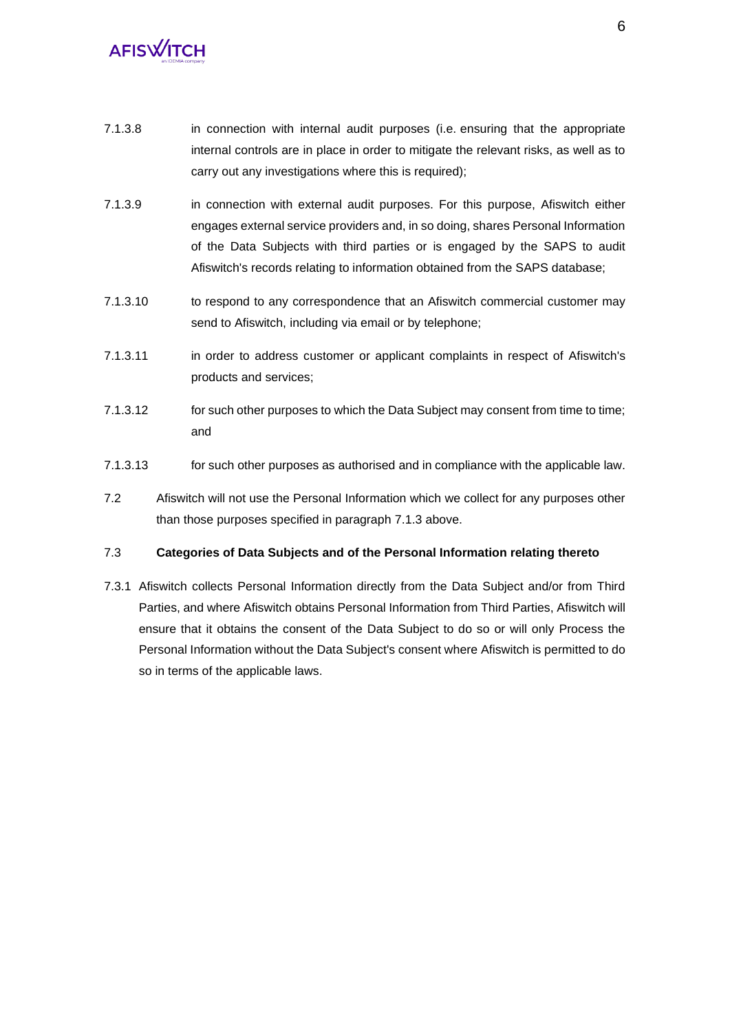7.1.3.8 in connection with internal audit purposes (i.e. ensuring that the appropriate internal controls are in place in order to mitigate the relevant risks, as well as to carry out any investigations where this is required);

7.1.3.9 in connection with external audit purposes. For this purpose, Afiswitch either engages external service providers and, in so doing, shares Personal Information of the Data Subjects with third parties or is engaged by the SAPS to audit Afiswitch's records relating to information obtained from the SAPS database;

7.1.3.10 to respond to any correspondence that an Afiswitch commercial customer may send to Afiswitch, including via email or by telephone;

7.1.3.11 in order to address customer or applicant complaints in respect of Afiswitch's products and services;

7.1.3.12 for such other purposes to which the Data Subject may consent from time to time; and

7.1.3.13 for such other purposes as authorised and in compliance with the applicable law.

7.2 Afiswitch will not use the Personal Information which we collect for any purposes other than those purposes specified in paragraph 7.1.3 above.

### 7.3 Categories of Data Subjects and of the Personal Information relating thereto

7.3.1 Afiswitch collects Personal Information directly from the Data Subject and/or from Third Parties, and where Afiswitch obtains Personal Information from Third Parties, Afiswitch will ensure that it obtains the consent of the Data Subject to do so or will only Process the Personal Information without the Data Subject's consent where Afiswitch is permitted to do so in terms of the applicable laws.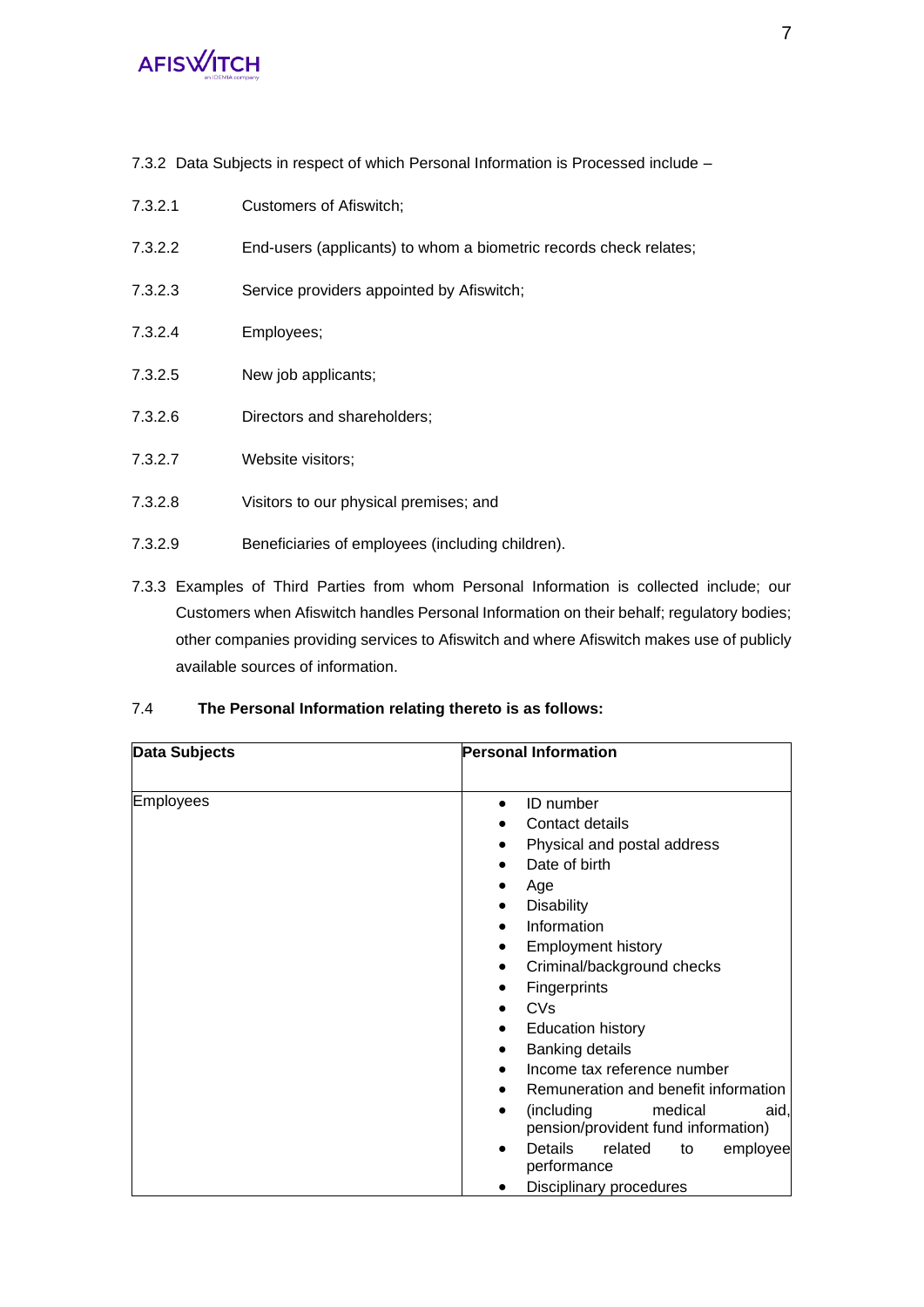7.3.2 Data Subjects in respect of which Personal Information is Processed include –

7.3.2.1 Customers of Afiswitch;

7.3.2.2 End-users (applicants) to whom a biometric records check relates;

7.3.2.3 Service providers appointed by Afiswitch;

7.3.2.4 Employees;

7.3.2.5 New job applicants;

7.3.2.6 Directors and shareholders;

7.3.2.7 Website visitors;

7.3.2.8 Visitors to our physical premises; and

7.3.2.9 Beneficiaries of employees (including children).

7.3.3 Examples of Third Parties from whom Personal Information is collected include; our Customers when Afiswitch handles Personal Information on their behalf; regulatory bodies; other companies providing services to Afiswitch and where Afiswitch makes use of publicly available sources of information.

7.4 **The Personal Information relating thereto is as follows:**

| Data Subjects | Personal Information |
|---|---|
| Employees | • ID number<br>• Contact details<br>• Physical and postal address<br>• Date of birth<br>• Age<br>• Disability<br>• Information<br>• Employment history<br>• Criminal/background checks<br>• Fingerprints<br>• CVs<br>• Education history<br>• Banking details<br>• Income tax reference number<br>• Remuneration and benefit information<br>• (including medical aid, pension/provident fund information)<br>• Details related to employee performance<br>• Disciplinary procedures |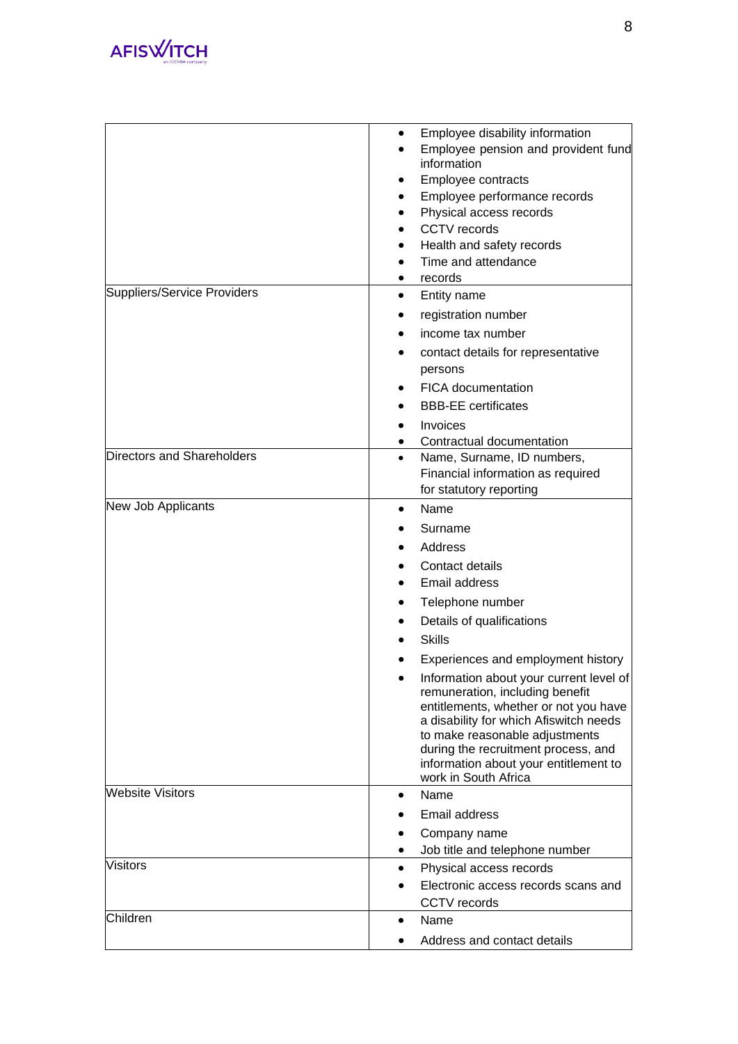| | |
|---|---|
| | • Employee disability information<br>• Employee pension and provident fund information<br>• Employee contracts<br>• Employee performance records<br>• Physical access records<br>• CCTV records<br>• Health and safety records<br>• Time and attendance<br>• records |
| Suppliers/Service Providers | • Entity name<br>• registration number<br>• income tax number<br>• contact details for representative persons<br>• FICA documentation<br>• BBB-EE certificates<br>• Invoices<br>• Contractual documentation |
| Directors and Shareholders | • Name, Surname, ID numbers, Financial information as required for statutory reporting |
| New Job Applicants | • Name<br>• Surname<br>• Address<br>• Contact details<br>• Email address<br>• Telephone number<br>• Details of qualifications<br>• Skills<br>• Experiences and employment history<br>• Information about your current level of remuneration, including benefit entitlements, whether or not you have a disability for which Afiswitch needs to make reasonable adjustments during the recruitment process, and information about your entitlement to work in South Africa |
| Website Visitors | • Name<br>• Email address<br>• Company name<br>• Job title and telephone number |
| Visitors | • Physical access records<br>• Electronic access records scans and CCTV records |
| Children | • Name<br>• Address and contact details |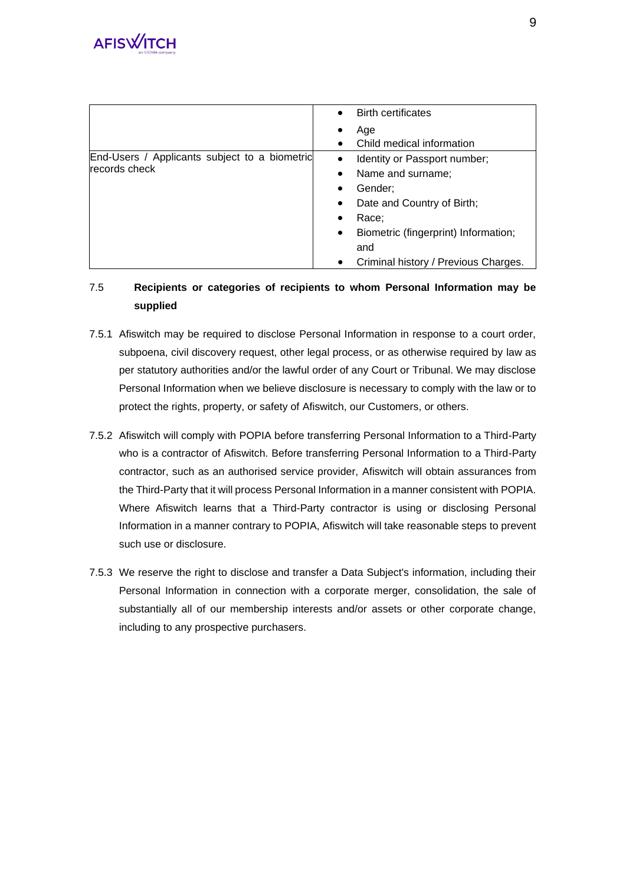| | |
|---|---|
| | • Birth certificates<br>• Age<br>• Child medical information |
| End-Users / Applicants subject to a biometric records check | • Identity or Passport number;<br>• Name and surname;<br>• Gender;<br>• Date and Country of Birth;<br>• Race;<br>• Biometric (fingerprint) Information; and<br>• Criminal history / Previous Charges. |

7.5 **Recipients or categories of recipients to whom Personal Information may be supplied**

7.5.1 Afiswitch may be required to disclose Personal Information in response to a court order, subpoena, civil discovery request, other legal process, or as otherwise required by law as per statutory authorities and/or the lawful order of any Court or Tribunal. We may disclose Personal Information when we believe disclosure is necessary to comply with the law or to protect the rights, property, or safety of Afiswitch, our Customers, or others.

7.5.2 Afiswitch will comply with POPIA before transferring Personal Information to a Third-Party who is a contractor of Afiswitch. Before transferring Personal Information to a Third-Party contractor, such as an authorised service provider, Afiswitch will obtain assurances from the Third-Party that it will process Personal Information in a manner consistent with POPIA. Where Afiswitch learns that a Third-Party contractor is using or disclosing Personal Information in a manner contrary to POPIA, Afiswitch will take reasonable steps to prevent such use or disclosure.

7.5.3 We reserve the right to disclose and transfer a Data Subject's information, including their Personal Information in connection with a corporate merger, consolidation, the sale of substantially all of our membership interests and/or assets or other corporate change, including to any prospective purchasers.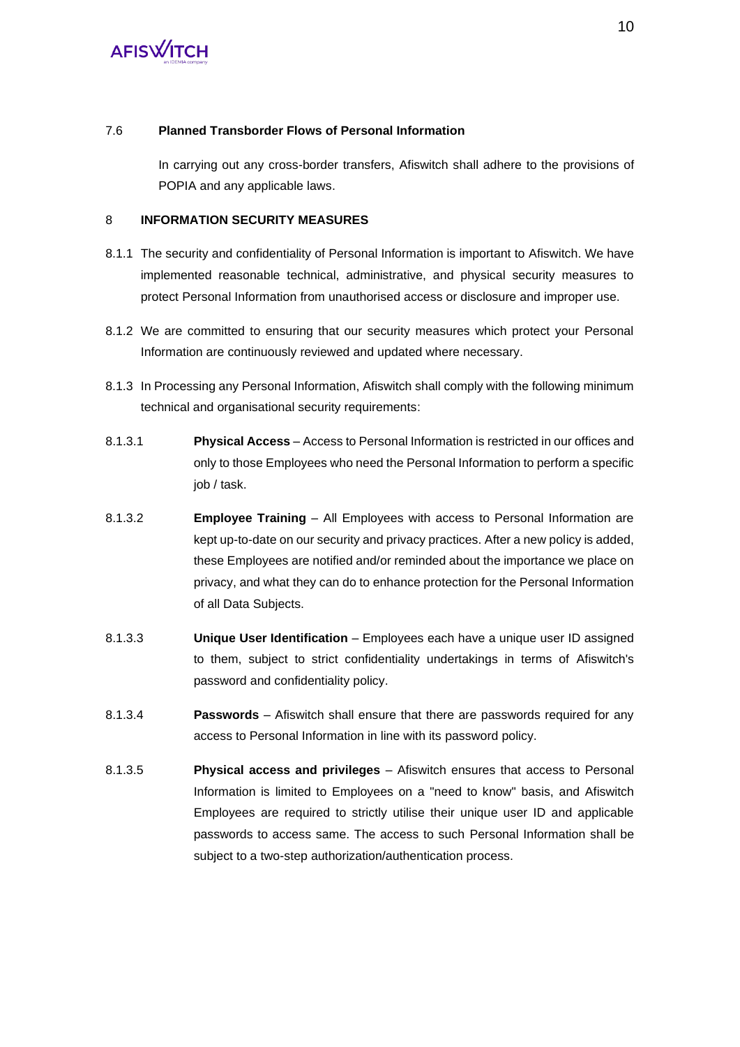### 7.6 Planned Transborder Flows of Personal Information

In carrying out any cross-border transfers, Afiswitch shall adhere to the provisions of POPIA and any applicable laws.

## 8 INFORMATION SECURITY MEASURES

8.1.1 The security and confidentiality of Personal Information is important to Afiswitch. We have implemented reasonable technical, administrative, and physical security measures to protect Personal Information from unauthorised access or disclosure and improper use.

8.1.2 We are committed to ensuring that our security measures which protect your Personal Information are continuously reviewed and updated where necessary.

8.1.3 In Processing any Personal Information, Afiswitch shall comply with the following minimum technical and organisational security requirements:

8.1.3.1 **Physical Access** – Access to Personal Information is restricted in our offices and only to those Employees who need the Personal Information to perform a specific job / task.

8.1.3.2 **Employee Training** – All Employees with access to Personal Information are kept up-to-date on our security and privacy practices. After a new policy is added, these Employees are notified and/or reminded about the importance we place on privacy, and what they can do to enhance protection for the Personal Information of all Data Subjects.

8.1.3.3 **Unique User Identification** – Employees each have a unique user ID assigned to them, subject to strict confidentiality undertakings in terms of Afiswitch's password and confidentiality policy.

8.1.3.4 **Passwords** – Afiswitch shall ensure that there are passwords required for any access to Personal Information in line with its password policy.

8.1.3.5 **Physical access and privileges** – Afiswitch ensures that access to Personal Information is limited to Employees on a "need to know" basis, and Afiswitch Employees are required to strictly utilise their unique user ID and applicable passwords to access same. The access to such Personal Information shall be subject to a two-step authorization/authentication process.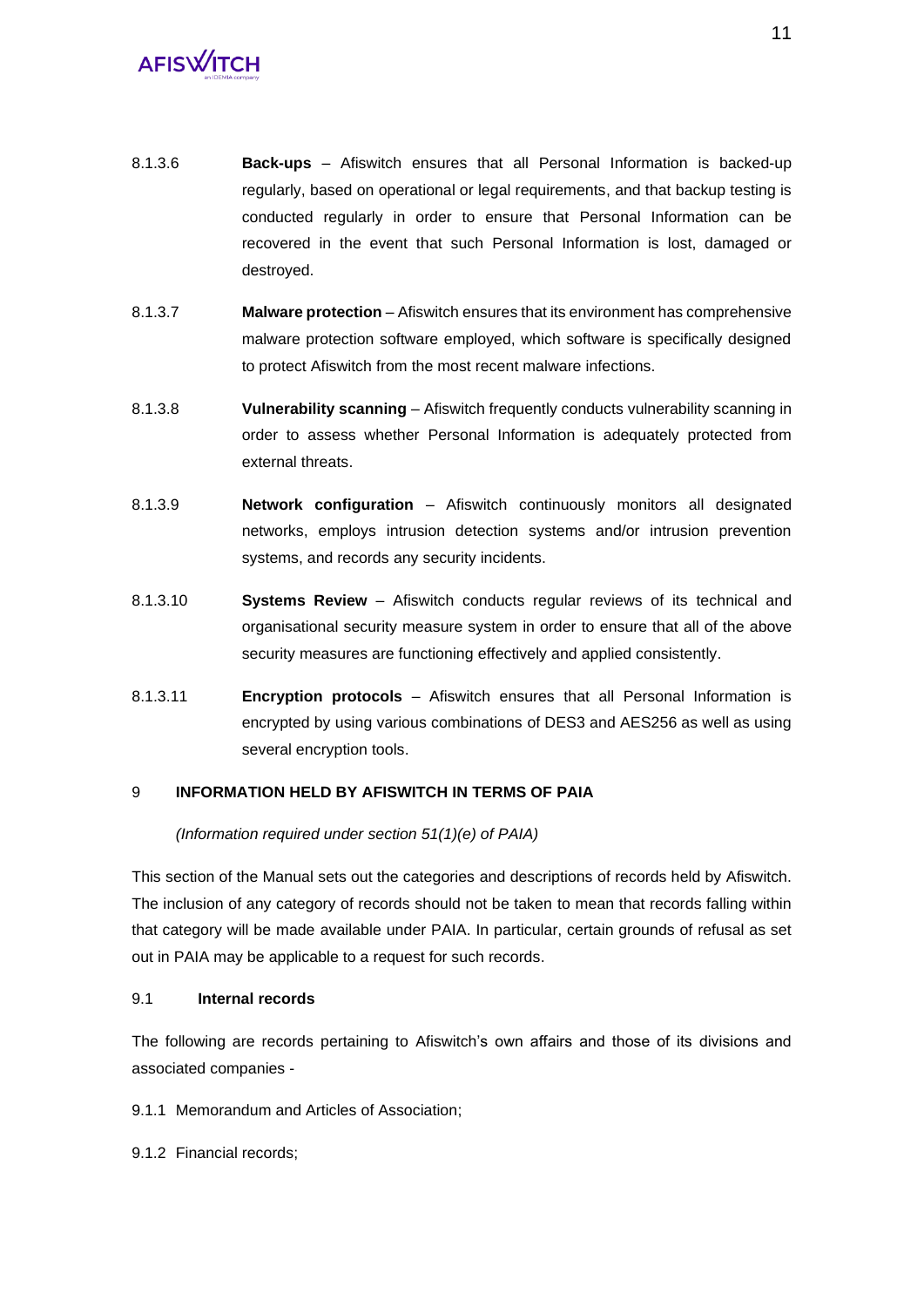8.1.3.6 **Back-ups** – Afiswitch ensures that all Personal Information is backed-up regularly, based on operational or legal requirements, and that backup testing is conducted regularly in order to ensure that Personal Information can be recovered in the event that such Personal Information is lost, damaged or destroyed.

8.1.3.7 **Malware protection** – Afiswitch ensures that its environment has comprehensive malware protection software employed, which software is specifically designed to protect Afiswitch from the most recent malware infections.

8.1.3.8 **Vulnerability scanning** – Afiswitch frequently conducts vulnerability scanning in order to assess whether Personal Information is adequately protected from external threats.

8.1.3.9 **Network configuration** – Afiswitch continuously monitors all designated networks, employs intrusion detection systems and/or intrusion prevention systems, and records any security incidents.

8.1.3.10 **Systems Review** – Afiswitch conducts regular reviews of its technical and organisational security measure system in order to ensure that all of the above security measures are functioning effectively and applied consistently.

8.1.3.11 **Encryption protocols** – Afiswitch ensures that all Personal Information is encrypted by using various combinations of DES3 and AES256 as well as using several encryption tools.

## 9 INFORMATION HELD BY AFISWITCH IN TERMS OF PAIA

*(Information required under section 51(1)(e) of PAIA)*

This section of the Manual sets out the categories and descriptions of records held by Afiswitch. The inclusion of any category of records should not be taken to mean that records falling within that category will be made available under PAIA. In particular, certain grounds of refusal as set out in PAIA may be applicable to a request for such records.

### 9.1 Internal records

The following are records pertaining to Afiswitch's own affairs and those of its divisions and associated companies -

9.1.1 Memorandum and Articles of Association;

9.1.2 Financial records;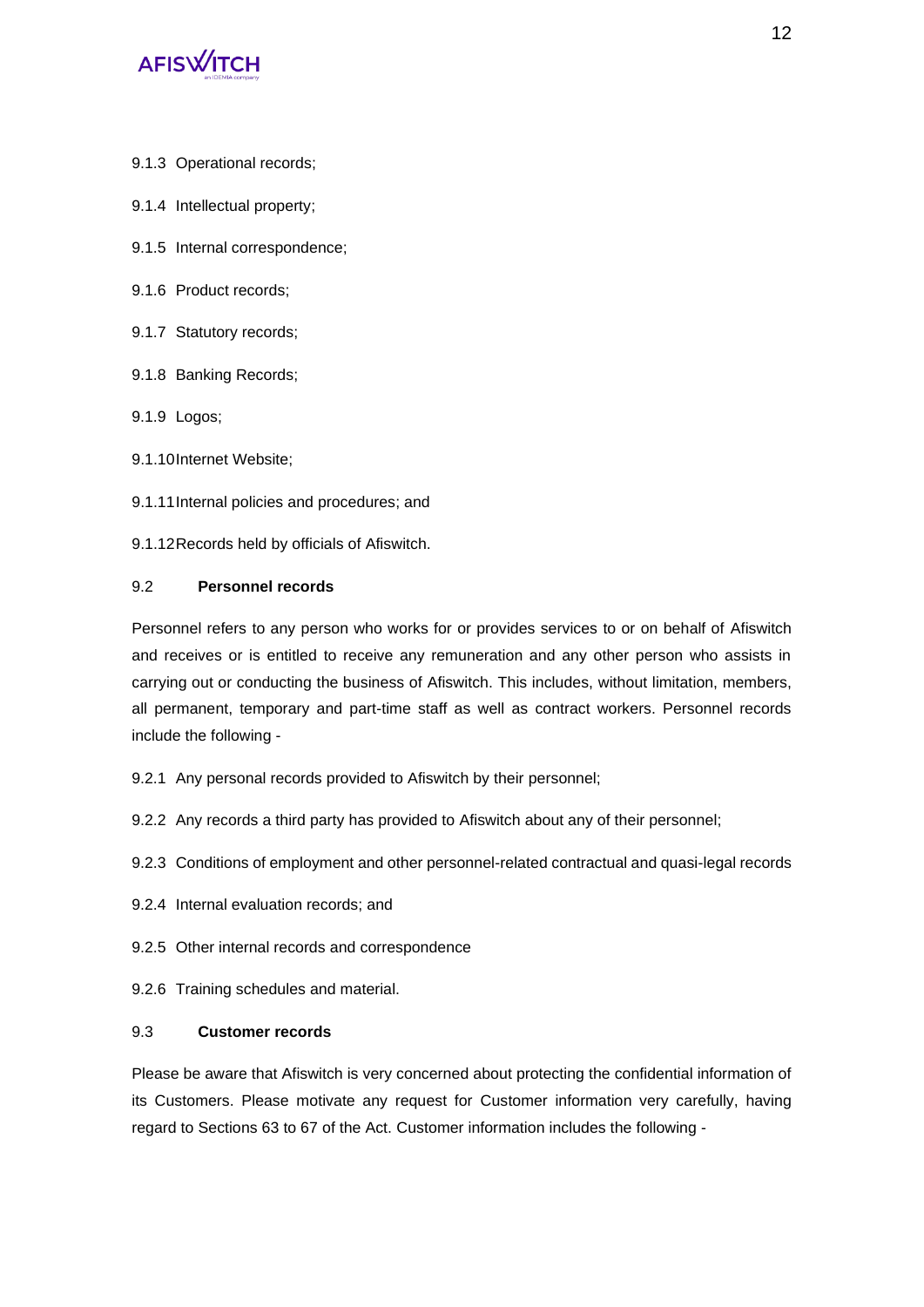9.1.3 Operational records;

9.1.4 Intellectual property;

9.1.5 Internal correspondence;

9.1.6 Product records;

9.1.7 Statutory records;

9.1.8 Banking Records;

9.1.9 Logos;

9.1.10 Internet Website;

9.1.11 Internal policies and procedures; and

9.1.12 Records held by officials of Afiswitch.

### 9.2 **Personnel records**

Personnel refers to any person who works for or provides services to or on behalf of Afiswitch and receives or is entitled to receive any remuneration and any other person who assists in carrying out or conducting the business of Afiswitch. This includes, without limitation, members, all permanent, temporary and part-time staff as well as contract workers. Personnel records include the following -

9.2.1 Any personal records provided to Afiswitch by their personnel;

9.2.2 Any records a third party has provided to Afiswitch about any of their personnel;

9.2.3 Conditions of employment and other personnel-related contractual and quasi-legal records

9.2.4 Internal evaluation records; and

9.2.5 Other internal records and correspondence

9.2.6 Training schedules and material.

### 9.3 **Customer records**

Please be aware that Afiswitch is very concerned about protecting the confidential information of its Customers. Please motivate any request for Customer information very carefully, having regard to Sections 63 to 67 of the Act. Customer information includes the following -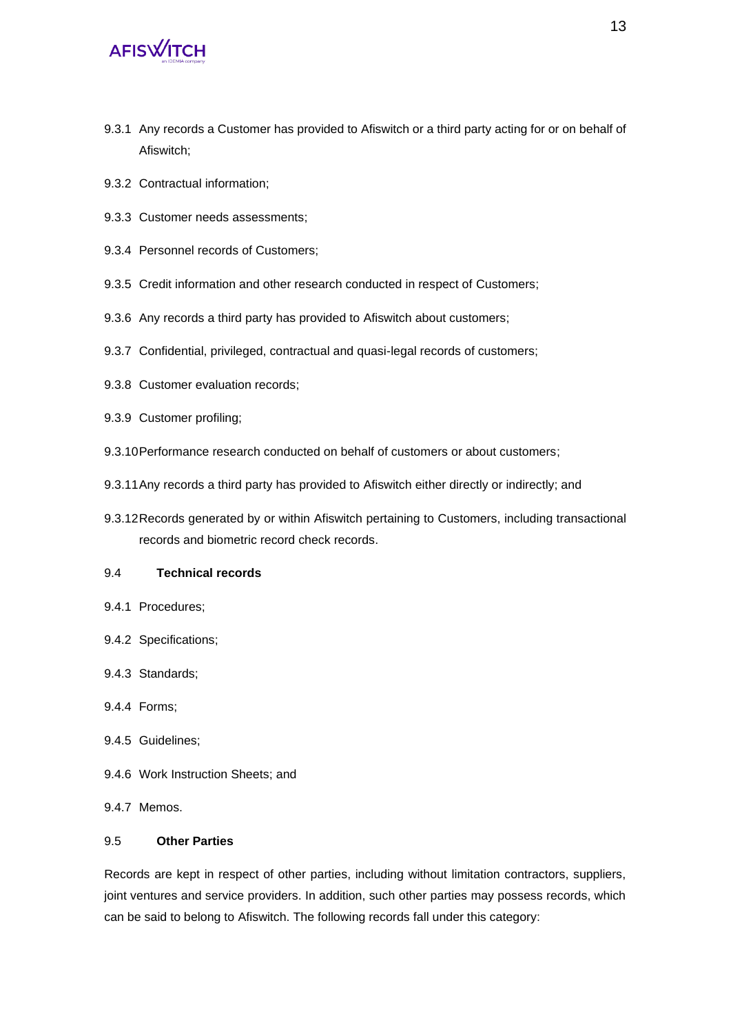9.3.1 Any records a Customer has provided to Afiswitch or a third party acting for or on behalf of Afiswitch;

9.3.2 Contractual information;

9.3.3 Customer needs assessments;

9.3.4 Personnel records of Customers;

9.3.5 Credit information and other research conducted in respect of Customers;

9.3.6 Any records a third party has provided to Afiswitch about customers;

9.3.7 Confidential, privileged, contractual and quasi-legal records of customers;

9.3.8 Customer evaluation records;

9.3.9 Customer profiling;

9.3.10 Performance research conducted on behalf of customers or about customers;

9.3.11 Any records a third party has provided to Afiswitch either directly or indirectly; and

9.3.12 Records generated by or within Afiswitch pertaining to Customers, including transactional records and biometric record check records.

### 9.4 Technical records

9.4.1 Procedures;

9.4.2 Specifications;

9.4.3 Standards;

9.4.4 Forms;

9.4.5 Guidelines;

9.4.6 Work Instruction Sheets; and

9.4.7 Memos.

### 9.5 Other Parties

Records are kept in respect of other parties, including without limitation contractors, suppliers, joint ventures and service providers. In addition, such other parties may possess records, which can be said to belong to Afiswitch. The following records fall under this category: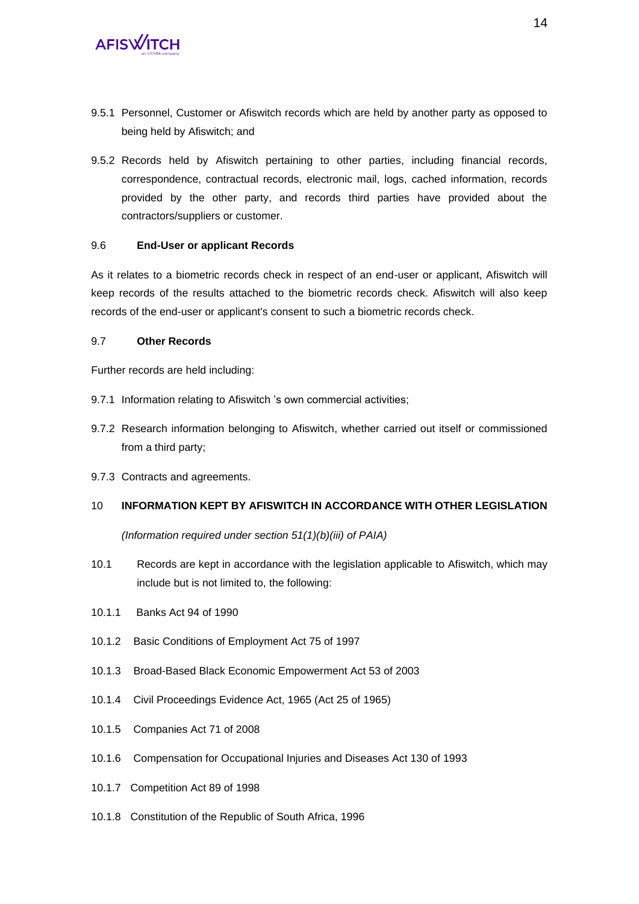9.5.1 Personnel, Customer or Afiswitch records which are held by another party as opposed to being held by Afiswitch; and

9.5.2 Records held by Afiswitch pertaining to other parties, including financial records, correspondence, contractual records, electronic mail, logs, cached information, records provided by the other party, and records third parties have provided about the contractors/suppliers or customer.

### 9.6 End-User or applicant Records

As it relates to a biometric records check in respect of an end-user or applicant, Afiswitch will keep records of the results attached to the biometric records check. Afiswitch will also keep records of the end-user or applicant's consent to such a biometric records check.

### 9.7 Other Records

Further records are held including:

9.7.1 Information relating to Afiswitch 's own commercial activities;

9.7.2 Research information belonging to Afiswitch, whether carried out itself or commissioned from a third party;

9.7.3 Contracts and agreements.

## 10 INFORMATION KEPT BY AFISWITCH IN ACCORDANCE WITH OTHER LEGISLATION

*(Information required under section 51(1)(b)(iii) of PAIA)*

10.1 Records are kept in accordance with the legislation applicable to Afiswitch, which may include but is not limited to, the following:

10.1.1 Banks Act 94 of 1990

10.1.2 Basic Conditions of Employment Act 75 of 1997

10.1.3 Broad-Based Black Economic Empowerment Act 53 of 2003

10.1.4 Civil Proceedings Evidence Act, 1965 (Act 25 of 1965)

10.1.5 Companies Act 71 of 2008

10.1.6 Compensation for Occupational Injuries and Diseases Act 130 of 1993

10.1.7 Competition Act 89 of 1998

10.1.8 Constitution of the Republic of South Africa, 1996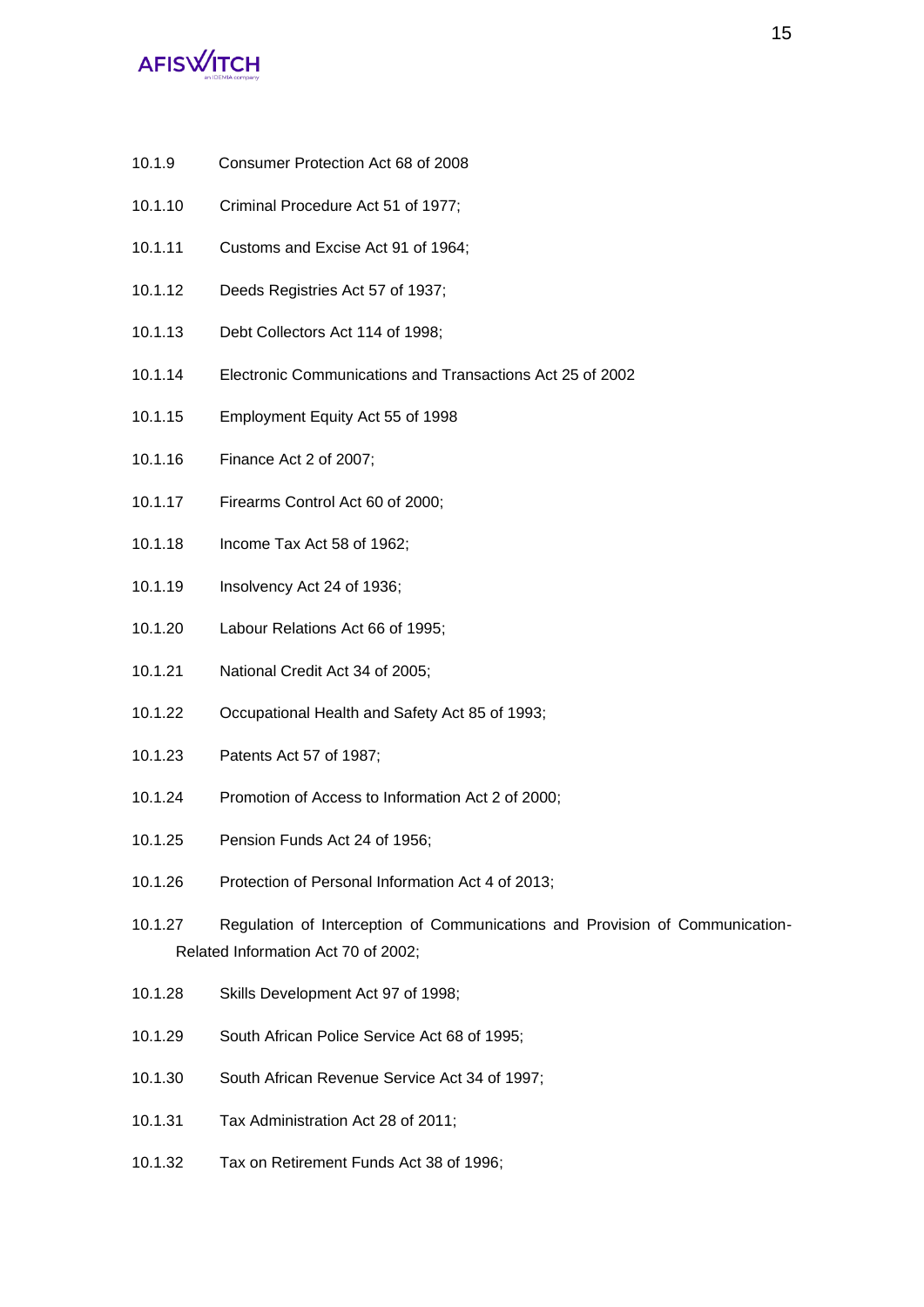10.1.9 Consumer Protection Act 68 of 2008

10.1.10 Criminal Procedure Act 51 of 1977;

10.1.11 Customs and Excise Act 91 of 1964;

10.1.12 Deeds Registries Act 57 of 1937;

10.1.13 Debt Collectors Act 114 of 1998;

10.1.14 Electronic Communications and Transactions Act 25 of 2002

10.1.15 Employment Equity Act 55 of 1998

10.1.16 Finance Act 2 of 2007;

10.1.17 Firearms Control Act 60 of 2000;

10.1.18 Income Tax Act 58 of 1962;

10.1.19 Insolvency Act 24 of 1936;

10.1.20 Labour Relations Act 66 of 1995;

10.1.21 National Credit Act 34 of 2005;

10.1.22 Occupational Health and Safety Act 85 of 1993;

10.1.23 Patents Act 57 of 1987;

10.1.24 Promotion of Access to Information Act 2 of 2000;

10.1.25 Pension Funds Act 24 of 1956;

10.1.26 Protection of Personal Information Act 4 of 2013;

10.1.27 Regulation of Interception of Communications and Provision of Communication-Related Information Act 70 of 2002;

10.1.28 Skills Development Act 97 of 1998;

10.1.29 South African Police Service Act 68 of 1995;

10.1.30 South African Revenue Service Act 34 of 1997;

10.1.31 Tax Administration Act 28 of 2011;

10.1.32 Tax on Retirement Funds Act 38 of 1996;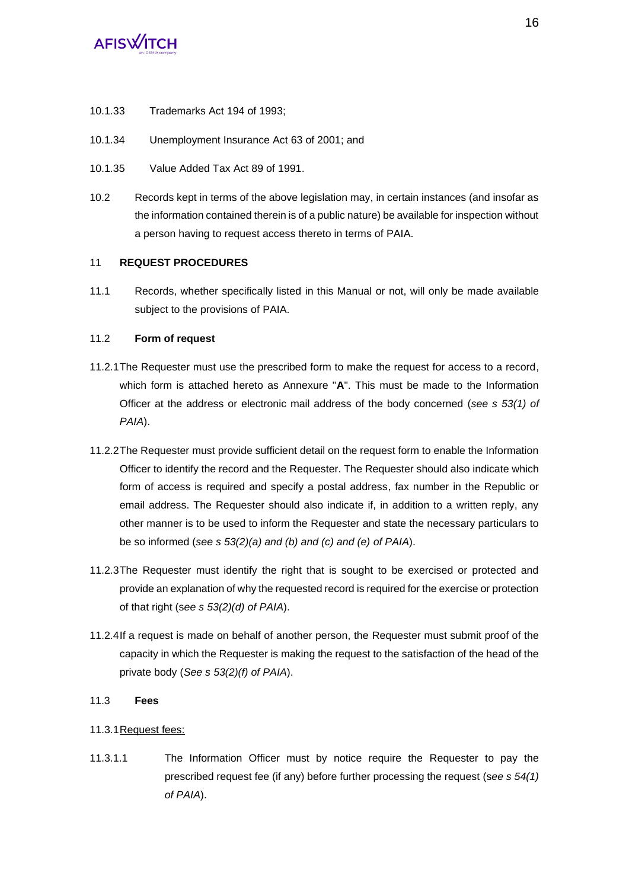10.1.33 Trademarks Act 194 of 1993;

10.1.34 Unemployment Insurance Act 63 of 2001; and

10.1.35 Value Added Tax Act 89 of 1991.

10.2 Records kept in terms of the above legislation may, in certain instances (and insofar as the information contained therein is of a public nature) be available for inspection without a person having to request access thereto in terms of PAIA.

## 11 REQUEST PROCEDURES

11.1 Records, whether specifically listed in this Manual or not, will only be made available subject to the provisions of PAIA.

### 11.2 Form of request

11.2.1 The Requester must use the prescribed form to make the request for access to a record, which form is attached hereto as Annexure "**A**". This must be made to the Information Officer at the address or electronic mail address of the body concerned (*see s 53(1) of PAIA*).

11.2.2 The Requester must provide sufficient detail on the request form to enable the Information Officer to identify the record and the Requester. The Requester should also indicate which form of access is required and specify a postal address, fax number in the Republic or email address. The Requester should also indicate if, in addition to a written reply, any other manner is to be used to inform the Requester and state the necessary particulars to be so informed (*see s 53(2)(a) and (b) and (c) and (e) of PAIA*).

11.2.3 The Requester must identify the right that is sought to be exercised or protected and provide an explanation of why the requested record is required for the exercise or protection of that right (s*ee s 53(2)(d) of PAIA*).

11.2.4 If a request is made on behalf of another person, the Requester must submit proof of the capacity in which the Requester is making the request to the satisfaction of the head of the private body (*See s 53(2)(f) of PAIA*).

### 11.3 Fees

11.3.1 <u>Request fees:</u>

11.3.1.1 The Information Officer must by notice require the Requester to pay the prescribed request fee (if any) before further processing the request (s*ee s 54(1) of PAIA*).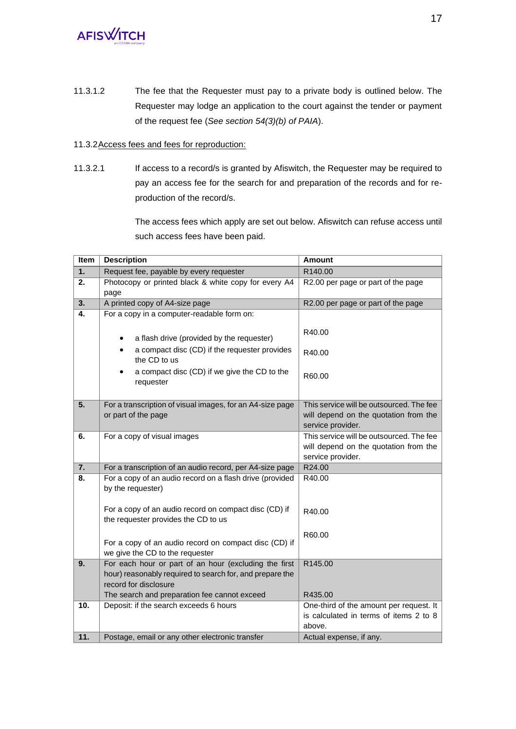11.3.1.2 The fee that the Requester must pay to a private body is outlined below. The Requester may lodge an application to the court against the tender or payment of the request fee (*See section 54(3)(b) of PAIA*).

11.3.2 Access fees and fees for reproduction:

11.3.2.1 If access to a record/s is granted by Afiswitch, the Requester may be required to pay an access fee for the search for and preparation of the records and for re-production of the record/s.

The access fees which apply are set out below. Afiswitch can refuse access until such access fees have been paid.

| Item | Description | Amount |
|---|---|---|
| **1.** | Request fee, payable by every requester | R140.00 |
| **2.** | Photocopy or printed black & white copy for every A4 page | R2.00 per page or part of the page |
| **3.** | A printed copy of A4-size page | R2.00 per page or part of the page |
| **4.** | For a copy in a computer-readable form on:<br>• a flash drive (provided by the requester)<br>• a compact disc (CD) if the requester provides the CD to us<br>• a compact disc (CD) if we give the CD to the requester | <br>R40.00<br>R40.00<br>R60.00 |
| **5.** | For a transcription of visual images, for an A4-size page or part of the page | This service will be outsourced. The fee will depend on the quotation from the service provider. |
| **6.** | For a copy of visual images | This service will be outsourced. The fee will depend on the quotation from the service provider. |
| **7.** | For a transcription of an audio record, per A4-size page | R24.00 |
| **8.** | For a copy of an audio record on a flash drive (provided by the requester)<br>For a copy of an audio record on compact disc (CD) if the requester provides the CD to us<br>For a copy of an audio record on compact disc (CD) if we give the CD to the requester | R40.00<br>R40.00<br>R60.00 |
| **9.** | For each hour or part of an hour (excluding the first hour) reasonably required to search for, and prepare the record for disclosure<br>The search and preparation fee cannot exceed | R145.00<br>R435.00 |
| **10.** | Deposit: if the search exceeds 6 hours | One-third of the amount per request. It is calculated in terms of items 2 to 8 above. |
| **11.** | Postage, email or any other electronic transfer | Actual expense, if any. |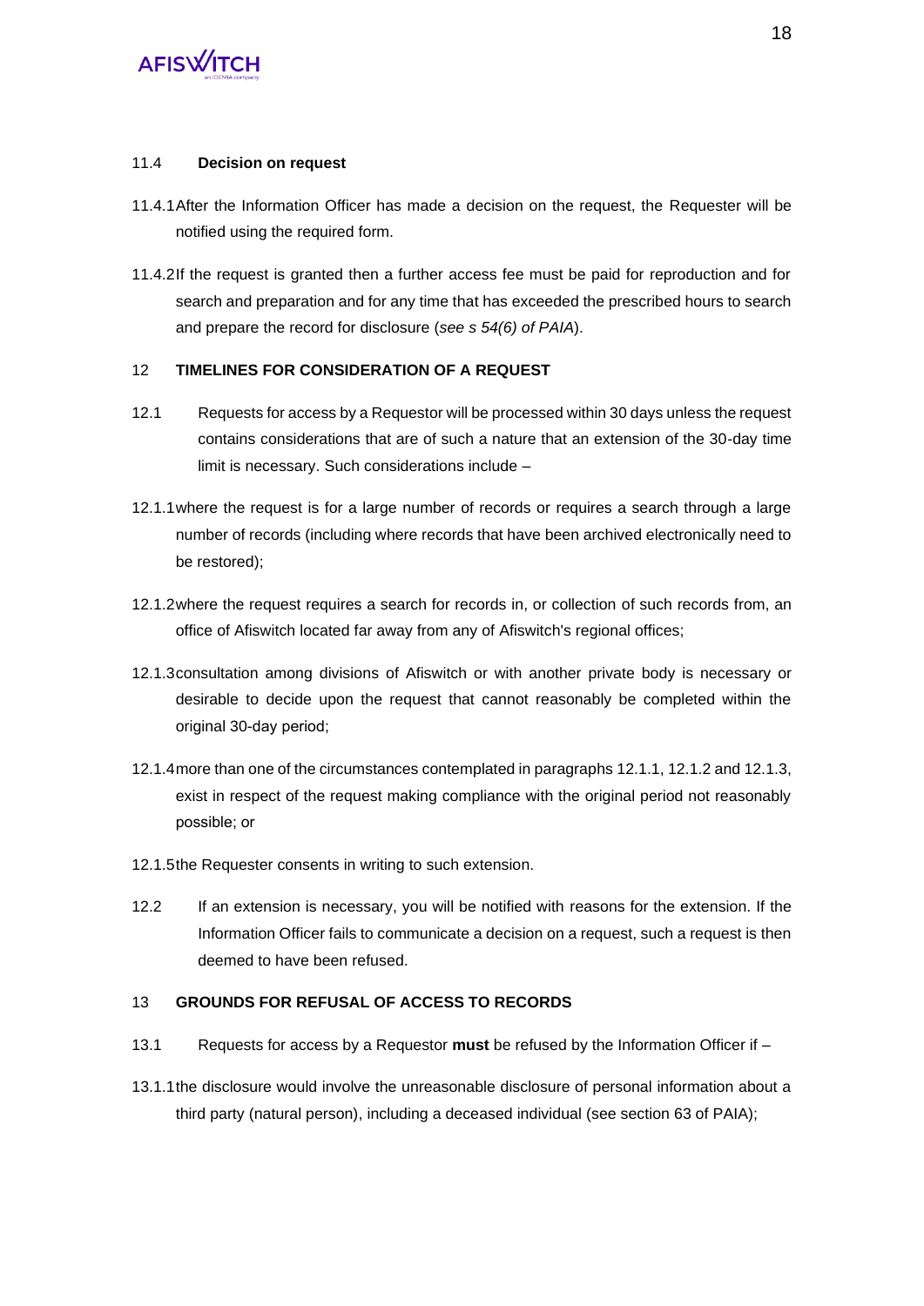### 11.4 **Decision on request**

11.4.1 After the Information Officer has made a decision on the request, the Requester will be notified using the required form.

11.4.2 If the request is granted then a further access fee must be paid for reproduction and for search and preparation and for any time that has exceeded the prescribed hours to search and prepare the record for disclosure (*see s 54(6) of PAIA*).

## 12 **TIMELINES FOR CONSIDERATION OF A REQUEST**

12.1 Requests for access by a Requestor will be processed within 30 days unless the request contains considerations that are of such a nature that an extension of the 30-day time limit is necessary. Such considerations include –

12.1.1 where the request is for a large number of records or requires a search through a large number of records (including where records that have been archived electronically need to be restored);

12.1.2 where the request requires a search for records in, or collection of such records from, an office of Afiswitch located far away from any of Afiswitch's regional offices;

12.1.3 consultation among divisions of Afiswitch or with another private body is necessary or desirable to decide upon the request that cannot reasonably be completed within the original 30-day period;

12.1.4 more than one of the circumstances contemplated in paragraphs 12.1.1, 12.1.2 and 12.1.3, exist in respect of the request making compliance with the original period not reasonably possible; or

12.1.5 the Requester consents in writing to such extension.

12.2 If an extension is necessary, you will be notified with reasons for the extension. If the Information Officer fails to communicate a decision on a request, such a request is then deemed to have been refused.

## 13 **GROUNDS FOR REFUSAL OF ACCESS TO RECORDS**

13.1 Requests for access by a Requestor **must** be refused by the Information Officer if –

13.1.1 the disclosure would involve the unreasonable disclosure of personal information about a third party (natural person), including a deceased individual (see section 63 of PAIA);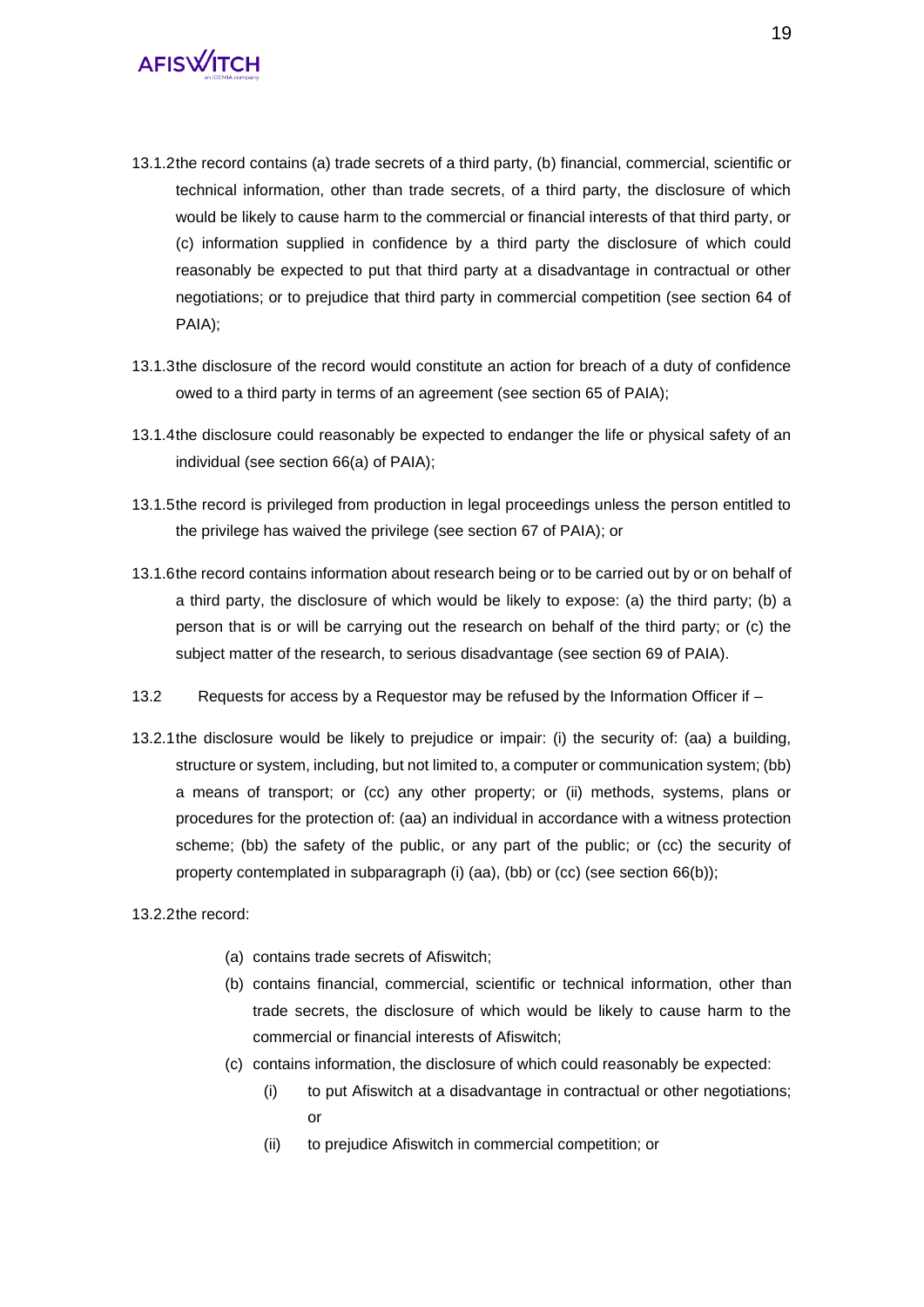13.1.2 the record contains (a) trade secrets of a third party, (b) financial, commercial, scientific or technical information, other than trade secrets, of a third party, the disclosure of which would be likely to cause harm to the commercial or financial interests of that third party, or (c) information supplied in confidence by a third party the disclosure of which could reasonably be expected to put that third party at a disadvantage in contractual or other negotiations; or to prejudice that third party in commercial competition (see section 64 of PAIA);

13.1.3 the disclosure of the record would constitute an action for breach of a duty of confidence owed to a third party in terms of an agreement (see section 65 of PAIA);

13.1.4 the disclosure could reasonably be expected to endanger the life or physical safety of an individual (see section 66(a) of PAIA);

13.1.5 the record is privileged from production in legal proceedings unless the person entitled to the privilege has waived the privilege (see section 67 of PAIA); or

13.1.6 the record contains information about research being or to be carried out by or on behalf of a third party, the disclosure of which would be likely to expose: (a) the third party; (b) a person that is or will be carrying out the research on behalf of the third party; or (c) the subject matter of the research, to serious disadvantage (see section 69 of PAIA).

13.2 Requests for access by a Requestor may be refused by the Information Officer if –

13.2.1 the disclosure would be likely to prejudice or impair: (i) the security of: (aa) a building, structure or system, including, but not limited to, a computer or communication system; (bb) a means of transport; or (cc) any other property; or (ii) methods, systems, plans or procedures for the protection of: (aa) an individual in accordance with a witness protection scheme; (bb) the safety of the public, or any part of the public; or (cc) the security of property contemplated in subparagraph (i) (aa), (bb) or (cc) (see section 66(b));

13.2.2 the record:

- (a) contains trade secrets of Afiswitch;
- (b) contains financial, commercial, scientific or technical information, other than trade secrets, the disclosure of which would be likely to cause harm to the commercial or financial interests of Afiswitch;
- (c) contains information, the disclosure of which could reasonably be expected:
  - (i) to put Afiswitch at a disadvantage in contractual or other negotiations; or
  - (ii) to prejudice Afiswitch in commercial competition; or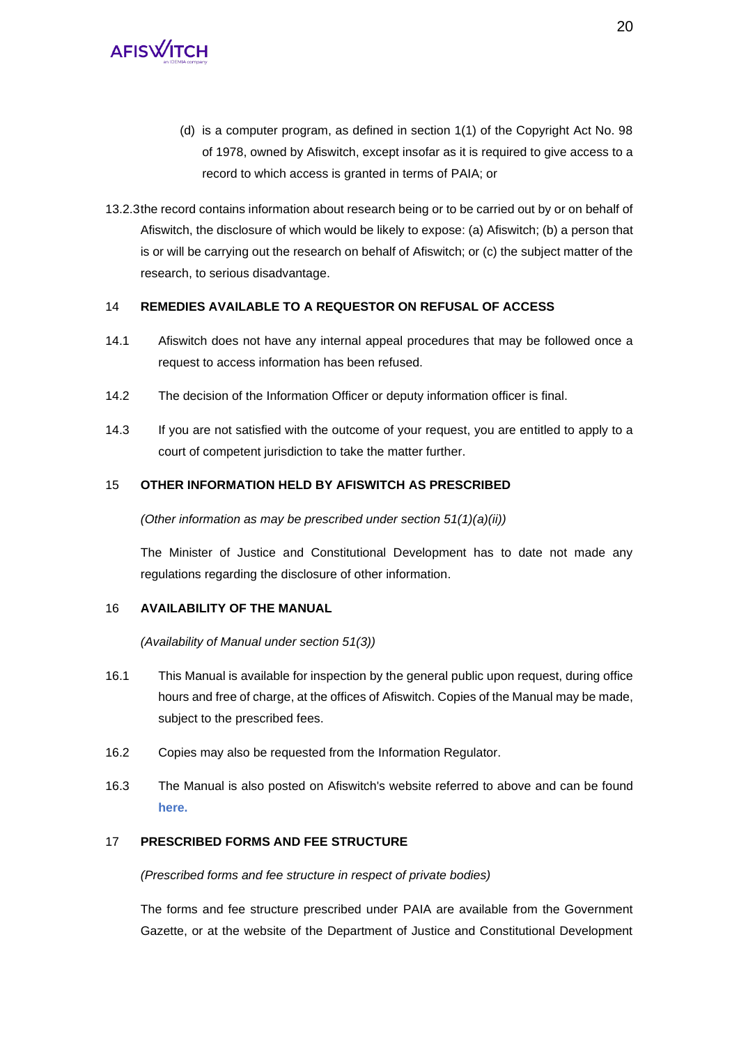(d) is a computer program, as defined in section 1(1) of the Copyright Act No. 98 of 1978, owned by Afiswitch, except insofar as it is required to give access to a record to which access is granted in terms of PAIA; or

13.2.3 the record contains information about research being or to be carried out by or on behalf of Afiswitch, the disclosure of which would be likely to expose: (a) Afiswitch; (b) a person that is or will be carrying out the research on behalf of Afiswitch; or (c) the subject matter of the research, to serious disadvantage.

## 14 REMEDIES AVAILABLE TO A REQUESTOR ON REFUSAL OF ACCESS

14.1 Afiswitch does not have any internal appeal procedures that may be followed once a request to access information has been refused.

14.2 The decision of the Information Officer or deputy information officer is final.

14.3 If you are not satisfied with the outcome of your request, you are entitled to apply to a court of competent jurisdiction to take the matter further.

## 15 OTHER INFORMATION HELD BY AFISWITCH AS PRESCRIBED

*(Other information as may be prescribed under section 51(1)(a)(ii))*

The Minister of Justice and Constitutional Development has to date not made any regulations regarding the disclosure of other information.

## 16 AVAILABILITY OF THE MANUAL

*(Availability of Manual under section 51(3))*

16.1 This Manual is available for inspection by the general public upon request, during office hours and free of charge, at the offices of Afiswitch. Copies of the Manual may be made, subject to the prescribed fees.

16.2 Copies may also be requested from the Information Regulator.

16.3 The Manual is also posted on Afiswitch's website referred to above and can be found **here.**

## 17 PRESCRIBED FORMS AND FEE STRUCTURE

*(Prescribed forms and fee structure in respect of private bodies)*

The forms and fee structure prescribed under PAIA are available from the Government Gazette, or at the website of the Department of Justice and Constitutional Development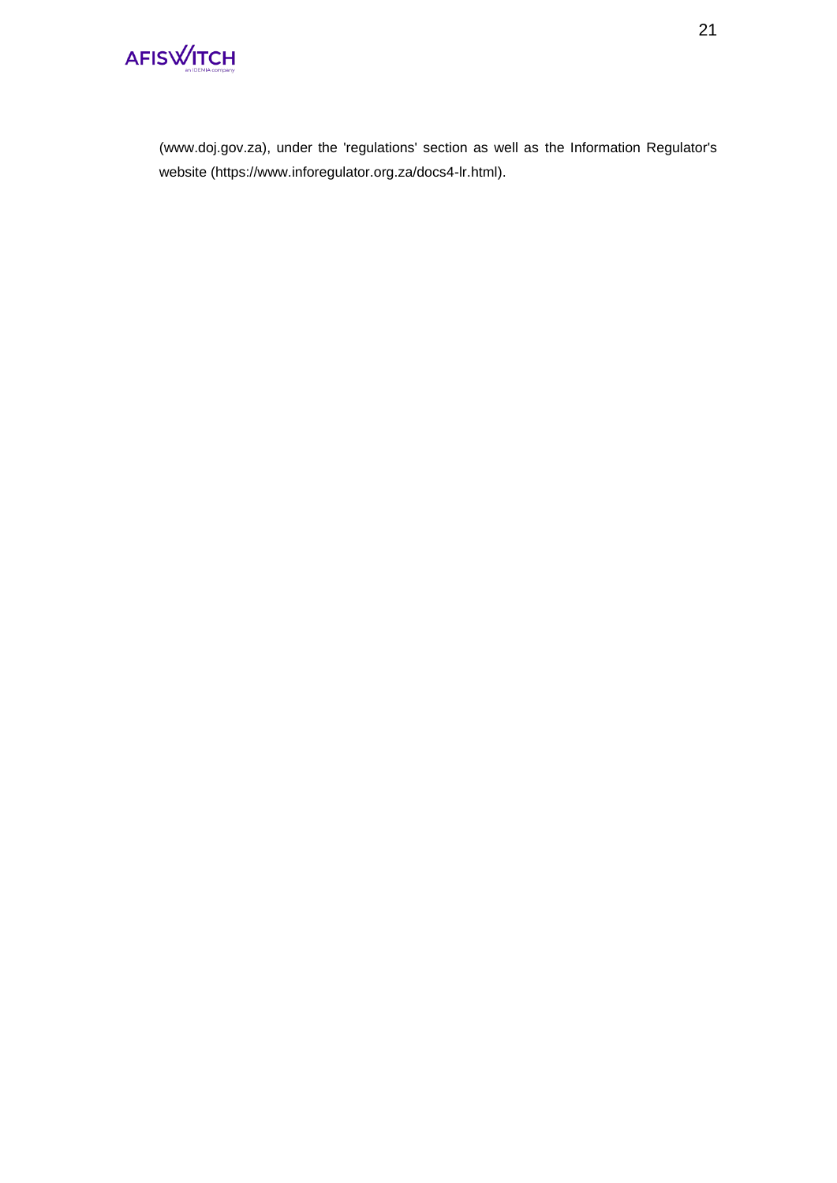(www.doj.gov.za), under the 'regulations' section as well as the Information Regulator's website (https://www.inforegulator.org.za/docs4-lr.html).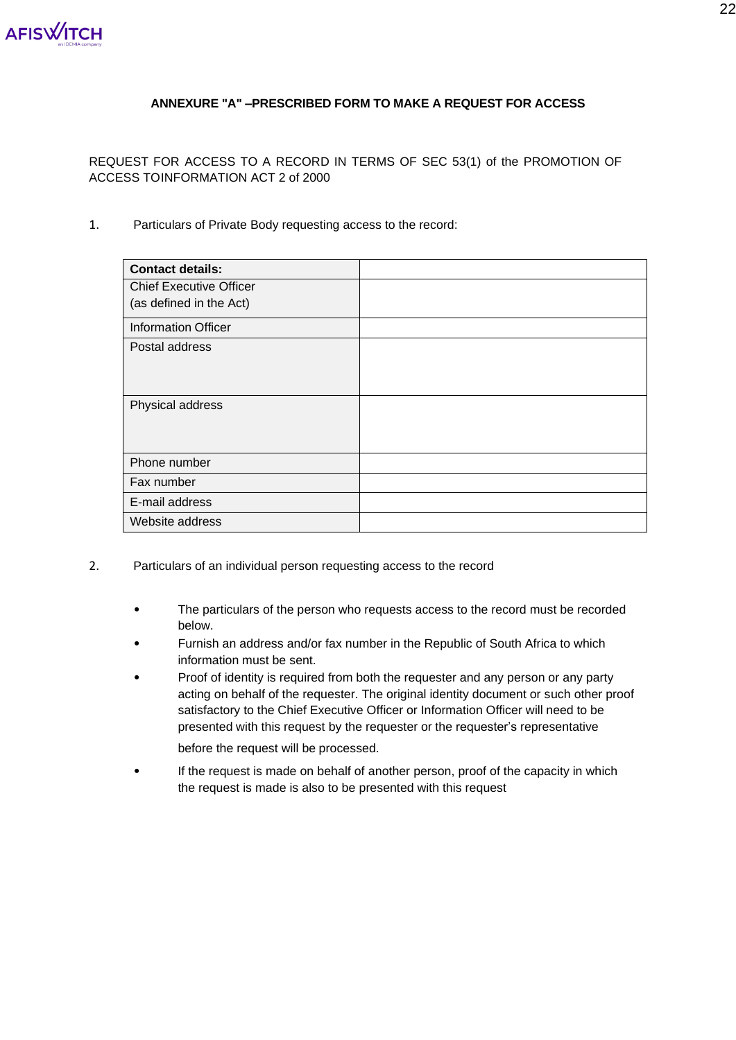## ANNEXURE "A" –PRESCRIBED FORM TO MAKE A REQUEST FOR ACCESS

REQUEST FOR ACCESS TO A RECORD IN TERMS OF SEC 53(1) of the PROMOTION OF ACCESS TOINFORMATION ACT 2 of 2000

1. Particulars of Private Body requesting access to the record:

| **Contact details:** | |
|---|---|
| Chief Executive Officer (as defined in the Act) | |
| Information Officer | |
| Postal address | |
| Physical address | |
| Phone number | |
| Fax number | |
| E-mail address | |
| Website address | |

2. Particulars of an individual person requesting access to the record

- The particulars of the person who requests access to the record must be recorded below.
- Furnish an address and/or fax number in the Republic of South Africa to which information must be sent.
- Proof of identity is required from both the requester and any person or any party acting on behalf of the requester. The original identity document or such other proof satisfactory to the Chief Executive Officer or Information Officer will need to be presented with this request by the requester or the requester's representative before the request will be processed.
- If the request is made on behalf of another person, proof of the capacity in which the request is made is also to be presented with this request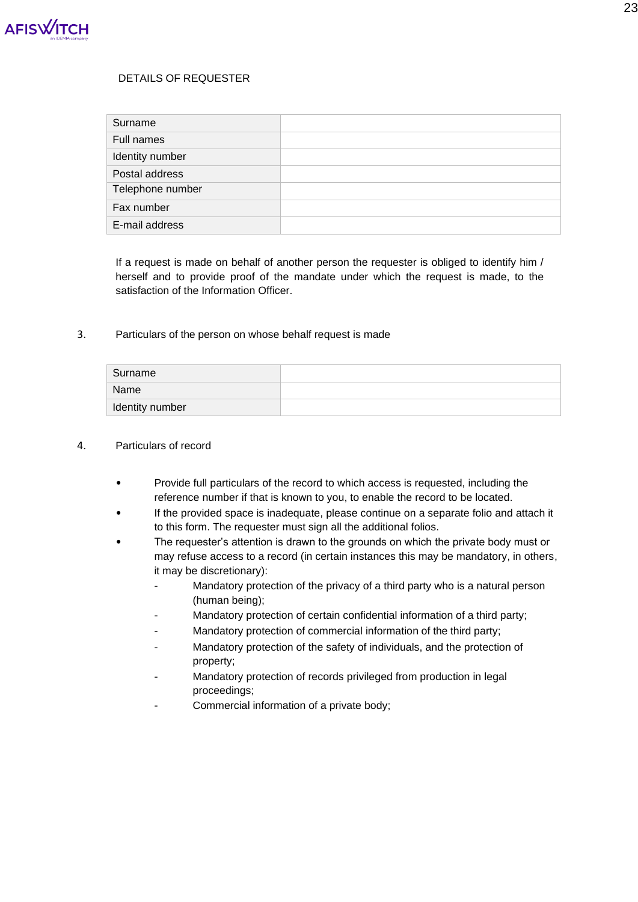DETAILS OF REQUESTER

| Surname | |
|---|---|
| Full names | |
| Identity number | |
| Postal address | |
| Telephone number | |
| Fax number | |
| E-mail address | |

If a request is made on behalf of another person the requester is obliged to identify him / herself and to provide proof of the mandate under which the request is made, to the satisfaction of the Information Officer.

3. Particulars of the person on whose behalf request is made

| Surname | |
|---|---|
| Name | |
| Identity number | |

4. Particulars of record

- Provide full particulars of the record to which access is requested, including the reference number if that is known to you, to enable the record to be located.
- If the provided space is inadequate, please continue on a separate folio and attach it to this form. The requester must sign all the additional folios.
- The requester's attention is drawn to the grounds on which the private body must or may refuse access to a record (in certain instances this may be mandatory, in others, it may be discretionary):
    - Mandatory protection of the privacy of a third party who is a natural person (human being);
    - Mandatory protection of certain confidential information of a third party;
    - Mandatory protection of commercial information of the third party;
    - Mandatory protection of the safety of individuals, and the protection of property;
    - Mandatory protection of records privileged from production in legal proceedings;
    - Commercial information of a private body;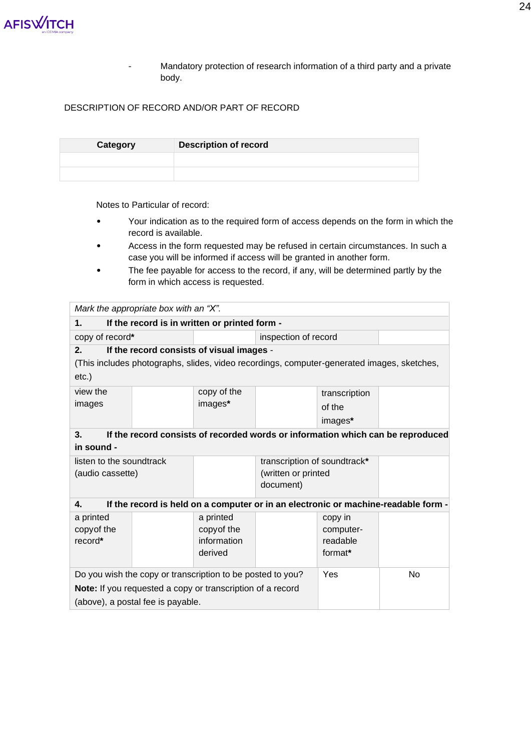- Mandatory protection of research information of a third party and a private body.

DESCRIPTION OF RECORD AND/OR PART OF RECORD

| Category | Description of record |
|---|---|
| | |
| | |

Notes to Particular of record:

- Your indication as to the required form of access depends on the form in which the record is available.
- Access in the form requested may be refused in certain circumstances. In such a case you will be informed if access will be granted in another form.
- The fee payable for access to the record, if any, will be determined partly by the form in which access is requested.

| *Mark the appropriate box with an "X".* | | | | | |
|---|---|---|---|---|---|
| **1. If the record is in written or printed form -** | | | | | |
| copy of record* | | inspection of record | | | |
| **2. If the record consists of visual images** - (This includes photographs, slides, video recordings, computer-generated images, sketches, etc.) | | | | | |
| view the images | | copy of the images* | | transcription of the images* | |
| **3. If the record consists of recorded words or information which can be reproduced in sound -** | | | | | |
| listen to the soundtrack (audio cassette) | | transcription of soundtrack* (written or printed document) | | | |
| **4. If the record is held on a computer or in an electronic or machine-readable form -** | | | | | |
| a printed copyof the record* | | a printed copyof the information derived | | copy in computer-readable format* | |
| Do you wish the copy or transcription to be posted to you? **Note:** If you requested a copy or transcription of a record (above), a postal fee is payable. | | | | Yes | No |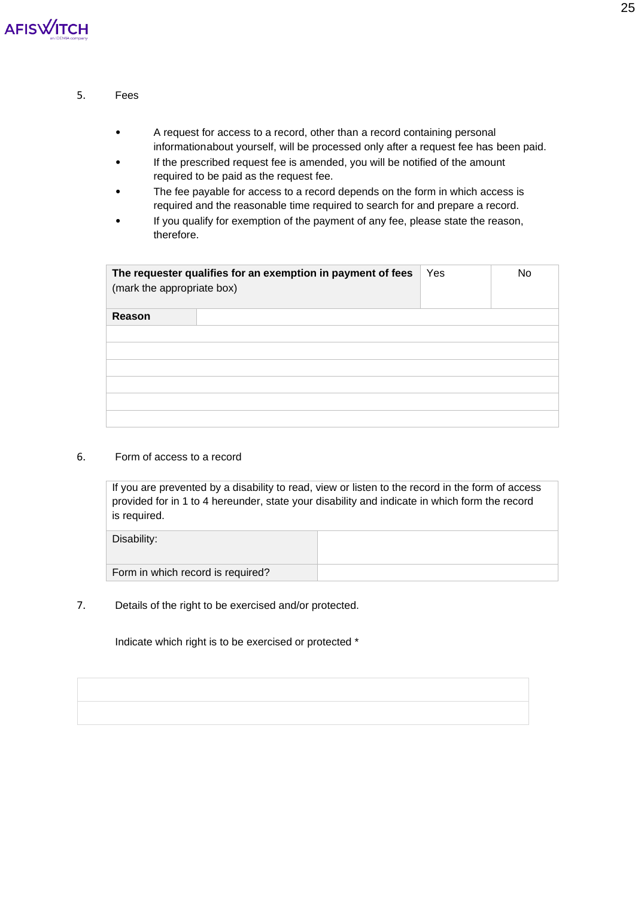5. Fees

- A request for access to a record, other than a record containing personal informationabout yourself, will be processed only after a request fee has been paid.
- If the prescribed request fee is amended, you will be notified of the amount required to be paid as the request fee.
- The fee payable for access to a record depends on the form in which access is required and the reasonable time required to search for and prepare a record.
- If you qualify for exemption of the payment of any fee, please state the reason, therefore.

| **The requester qualifies for an exemption in payment of fees** (mark the appropriate box) | Yes | No |
|---|---|---|
| **Reason** | | |
| | | |
| | | |
| | | |
| | | |
| | | |
| | | |

6. Form of access to a record

| If you are prevented by a disability to read, view or listen to the record in the form of access provided for in 1 to 4 hereunder, state your disability and indicate in which form the record is required. | |
|---|---|
| Disability: | |
| Form in which record is required? | |

7. Details of the right to be exercised and/or protected.

Indicate which right is to be exercised or protected *

| |
|---|
| |
| |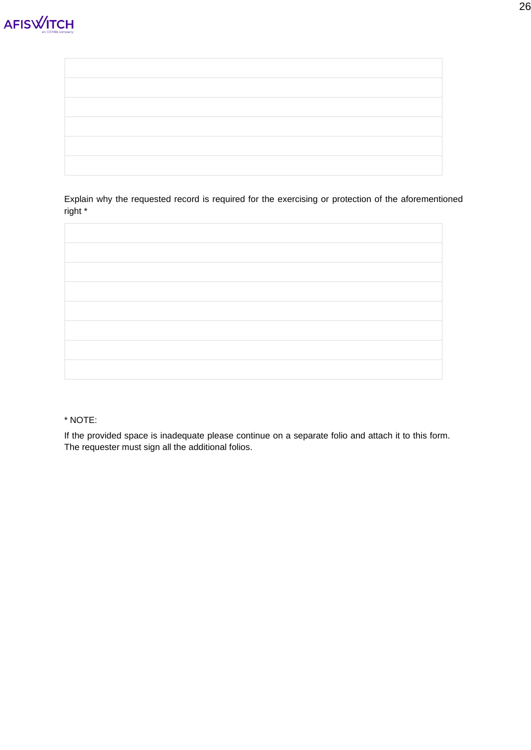| |
|---|
| |
| |
| |
| |
| |

Explain why the requested record is required for the exercising or protection of the aforementioned right *

| |
|---|
| |
| |
| |
| |
| |
| |
| |

* NOTE:

If the provided space is inadequate please continue on a separate folio and attach it to this form. The requester must sign all the additional folios.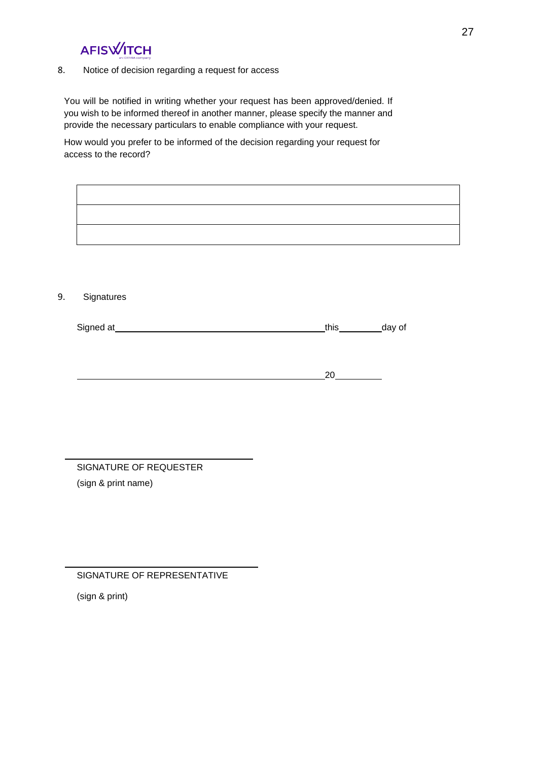8. Notice of decision regarding a request for access

You will be notified in writing whether your request has been approved/denied. If you wish to be informed thereof in another manner, please specify the manner and provide the necessary particulars to enable compliance with your request.

How would you prefer to be informed of the decision regarding your request for access to the record?

| |
|---|
| |
| |
| |

9. Signatures

Signed at ______________________________________ this ________ day of

______________________________________________ 20 _________

______________________________

SIGNATURE OF REQUESTER

(sign & print name)

______________________________

SIGNATURE OF REPRESENTATIVE

(sign & print)